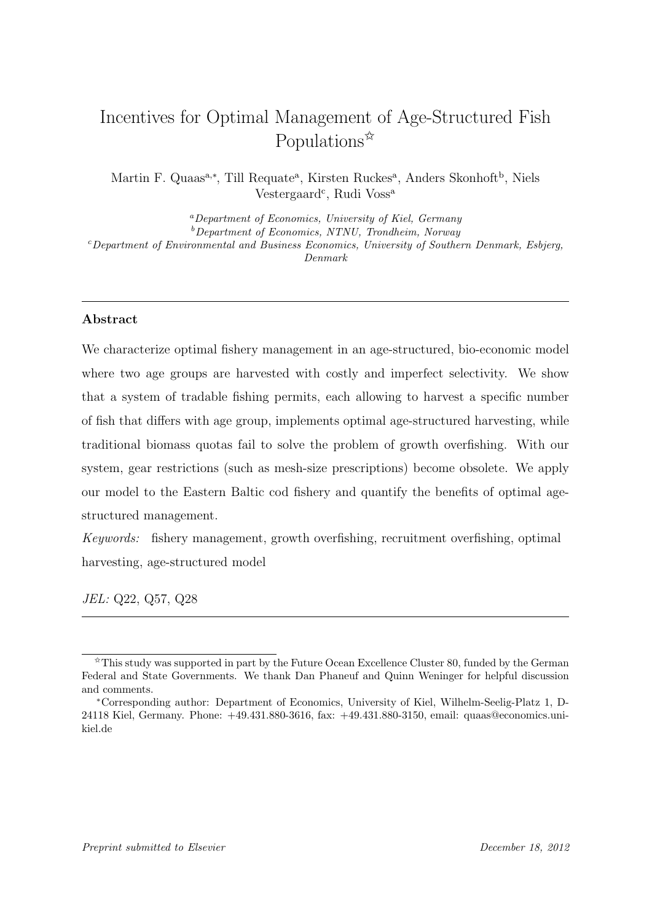# Incentives for Optimal Management of Age-Structured Fish Populations[☆]

Martin F. Quaas[a,*], Till Requate[a], Kirsten Ruckes[a], Anders Skonhoft[b], Niels Vestergaard[c], Rudi Voss[a]

[a] *Department of Economics, University of Kiel, Germany*
[b] *Department of Economics, NTNU, Trondheim, Norway*
[c] *Department of Environmental and Business Economics, University of Southern Denmark, Esbjerg, Denmark*

---

**Abstract**

We characterize optimal fishery management in an age-structured, bio-economic model where two age groups are harvested with costly and imperfect selectivity. We show that a system of tradable fishing permits, each allowing to harvest a specific number of fish that differs with age group, implements optimal age-structured harvesting, while traditional biomass quotas fail to solve the problem of growth overfishing. With our system, gear restrictions (such as mesh-size prescriptions) become obsolete. We apply our model to the Eastern Baltic cod fishery and quantify the benefits of optimal age-structured management.

*Keywords:* fishery management, growth overfishing, recruitment overfishing, optimal harvesting, age-structured model

*JEL:* Q22, Q57, Q28

---

[☆] This study was supported in part by the Future Ocean Excellence Cluster 80, funded by the German Federal and State Governments. We thank Dan Phaneuf and Quinn Weninger for helpful discussion and comments.

[*] Corresponding author: Department of Economics, University of Kiel, Wilhelm-Seelig-Platz 1, D-24118 Kiel, Germany. Phone: +49.431.880-3616, fax: +49.431.880-3150, email: quaas@economics.uni-kiel.de

*Preprint submitted to Elsevier* *December 18, 2012*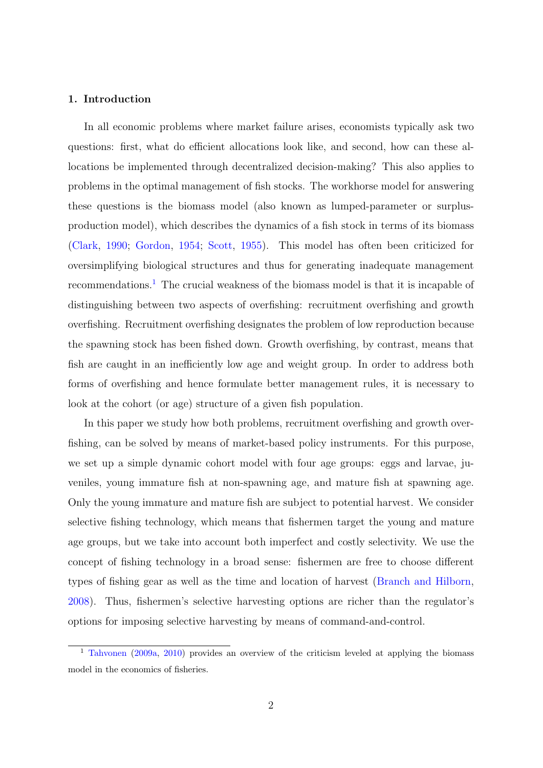## 1. Introduction

In all economic problems where market failure arises, economists typically ask two questions: first, what do efficient allocations look like, and second, how can these allocations be implemented through decentralized decision-making? This also applies to problems in the optimal management of fish stocks. The workhorse model for answering these questions is the biomass model (also known as lumped-parameter or surplus-production model), which describes the dynamics of a fish stock in terms of its biomass (Clark, 1990; Gordon, 1954; Scott, 1955). This model has often been criticized for oversimplifying biological structures and thus for generating inadequate management recommendations.[1] The crucial weakness of the biomass model is that it is incapable of distinguishing between two aspects of overfishing: recruitment overfishing and growth overfishing. Recruitment overfishing designates the problem of low reproduction because the spawning stock has been fished down. Growth overfishing, by contrast, means that fish are caught in an inefficiently low age and weight group. In order to address both forms of overfishing and hence formulate better management rules, it is necessary to look at the cohort (or age) structure of a given fish population.

In this paper we study how both problems, recruitment overfishing and growth overfishing, can be solved by means of market-based policy instruments. For this purpose, we set up a simple dynamic cohort model with four age groups: eggs and larvae, juveniles, young immature fish at non-spawning age, and mature fish at spawning age. Only the young immature and mature fish are subject to potential harvest. We consider selective fishing technology, which means that fishermen target the young and mature age groups, but we take into account both imperfect and costly selectivity. We use the concept of fishing technology in a broad sense: fishermen are free to choose different types of fishing gear as well as the time and location of harvest (Branch and Hilborn, 2008). Thus, fishermen's selective harvesting options are richer than the regulator's options for imposing selective harvesting by means of command-and-control.

[1] Tahvonen (2009a, 2010) provides an overview of the criticism leveled at applying the biomass model in the economics of fisheries.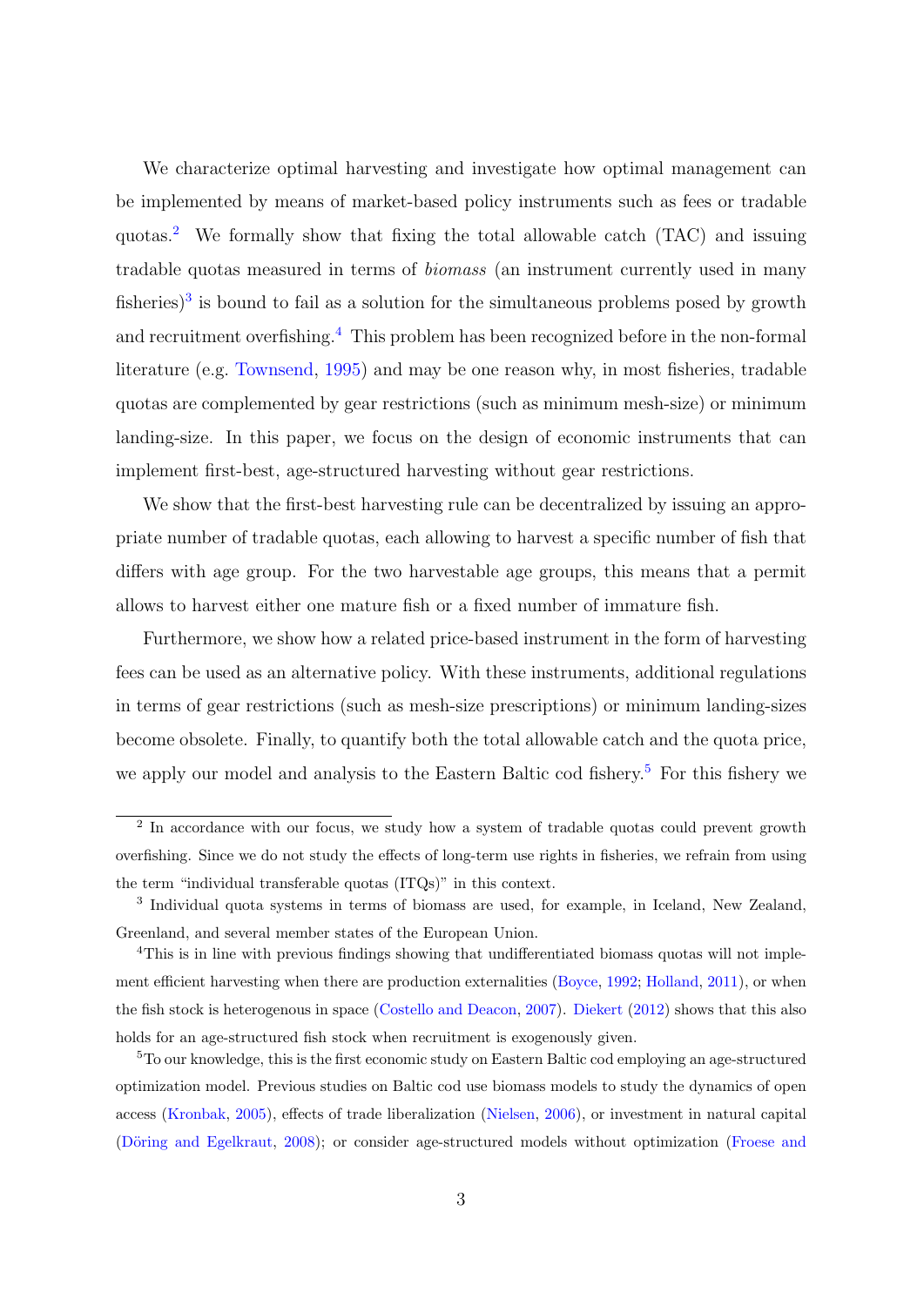We characterize optimal harvesting and investigate how optimal management can be implemented by means of market-based policy instruments such as fees or tradable quotas.[2] We formally show that fixing the total allowable catch (TAC) and issuing tradable quotas measured in terms of *biomass* (an instrument currently used in many fisheries)[3] is bound to fail as a solution for the simultaneous problems posed by growth and recruitment overfishing.[4] This problem has been recognized before in the non-formal literature (e.g. Townsend, 1995) and may be one reason why, in most fisheries, tradable quotas are complemented by gear restrictions (such as minimum mesh-size) or minimum landing-size. In this paper, we focus on the design of economic instruments that can implement first-best, age-structured harvesting without gear restrictions.

We show that the first-best harvesting rule can be decentralized by issuing an appropriate number of tradable quotas, each allowing to harvest a specific number of fish that differs with age group. For the two harvestable age groups, this means that a permit allows to harvest either one mature fish or a fixed number of immature fish.

Furthermore, we show how a related price-based instrument in the form of harvesting fees can be used as an alternative policy. With these instruments, additional regulations in terms of gear restrictions (such as mesh-size prescriptions) or minimum landing-sizes become obsolete. Finally, to quantify both the total allowable catch and the quota price, we apply our model and analysis to the Eastern Baltic cod fishery.[5] For this fishery we

[2] In accordance with our focus, we study how a system of tradable quotas could prevent growth overfishing. Since we do not study the effects of long-term use rights in fisheries, we refrain from using the term "individual transferable quotas (ITQs)" in this context.

[3] Individual quota systems in terms of biomass are used, for example, in Iceland, New Zealand, Greenland, and several member states of the European Union.

[4] This is in line with previous findings showing that undifferentiated biomass quotas will not implement efficient harvesting when there are production externalities (Boyce, 1992; Holland, 2011), or when the fish stock is heterogenous in space (Costello and Deacon, 2007). Diekert (2012) shows that this also holds for an age-structured fish stock when recruitment is exogenously given.

[5] To our knowledge, this is the first economic study on Eastern Baltic cod employing an age-structured optimization model. Previous studies on Baltic cod use biomass models to study the dynamics of open access (Kronbak, 2005), effects of trade liberalization (Nielsen, 2006), or investment in natural capital (Döring and Egelkraut, 2008); or consider age-structured models without optimization (Froese and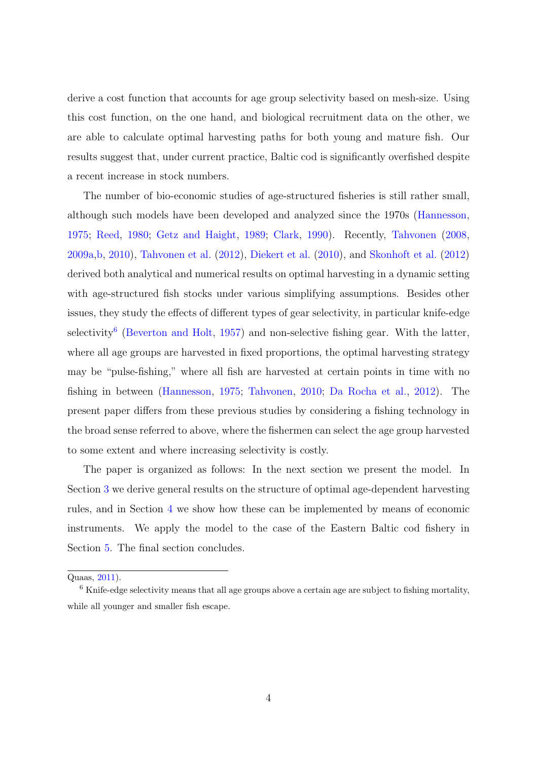derive a cost function that accounts for age group selectivity based on mesh-size. Using this cost function, on the one hand, and biological recruitment data on the other, we are able to calculate optimal harvesting paths for both young and mature fish. Our results suggest that, under current practice, Baltic cod is significantly overfished despite a recent increase in stock numbers.

The number of bio-economic studies of age-structured fisheries is still rather small, although such models have been developed and analyzed since the 1970s (Hannesson, 1975; Reed, 1980; Getz and Haight, 1989; Clark, 1990). Recently, Tahvonen (2008, 2009a,b, 2010), Tahvonen et al. (2012), Diekert et al. (2010), and Skonhoft et al. (2012) derived both analytical and numerical results on optimal harvesting in a dynamic setting with age-structured fish stocks under various simplifying assumptions. Besides other issues, they study the effects of different types of gear selectivity, in particular knife-edge selectivity[6] (Beverton and Holt, 1957) and non-selective fishing gear. With the latter, where all age groups are harvested in fixed proportions, the optimal harvesting strategy may be "pulse-fishing," where all fish are harvested at certain points in time with no fishing in between (Hannesson, 1975; Tahvonen, 2010; Da Rocha et al., 2012). The present paper differs from these previous studies by considering a fishing technology in the broad sense referred to above, where the fishermen can select the age group harvested to some extent and where increasing selectivity is costly.

The paper is organized as follows: In the next section we present the model. In Section 3 we derive general results on the structure of optimal age-dependent harvesting rules, and in Section 4 we show how these can be implemented by means of economic instruments. We apply the model to the case of the Eastern Baltic cod fishery in Section 5. The final section concludes.

---

Quaas, 2011).

[6] Knife-edge selectivity means that all age groups above a certain age are subject to fishing mortality, while all younger and smaller fish escape.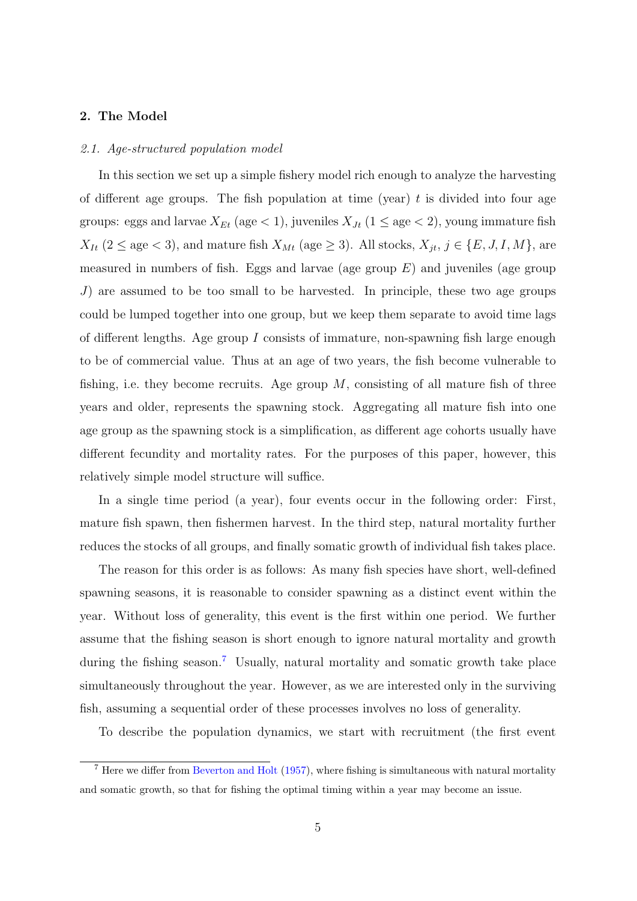## 2. The Model

### *2.1. Age-structured population model*

In this section we set up a simple fishery model rich enough to analyze the harvesting of different age groups. The fish population at time (year) $t$ is divided into four age groups: eggs and larvae $X_{Et}$ (age $< 1$), juveniles $X_{Jt}$ ($1 \leq$ age $< 2$), young immature fish $X_{It}$ ($2 \leq$ age $< 3$), and mature fish $X_{Mt}$ (age $\geq 3$). All stocks, $X_{jt}$, $j \in \{E, J, I, M\}$, are measured in numbers of fish. Eggs and larvae (age group $E$) and juveniles (age group $J$) are assumed to be too small to be harvested. In principle, these two age groups could be lumped together into one group, but we keep them separate to avoid time lags of different lengths. Age group $I$ consists of immature, non-spawning fish large enough to be of commercial value. Thus at an age of two years, the fish become vulnerable to fishing, i.e. they become recruits. Age group $M$, consisting of all mature fish of three years and older, represents the spawning stock. Aggregating all mature fish into one age group as the spawning stock is a simplification, as different age cohorts usually have different fecundity and mortality rates. For the purposes of this paper, however, this relatively simple model structure will suffice.

In a single time period (a year), four events occur in the following order: First, mature fish spawn, then fishermen harvest. In the third step, natural mortality further reduces the stocks of all groups, and finally somatic growth of individual fish takes place.

The reason for this order is as follows: As many fish species have short, well-defined spawning seasons, it is reasonable to consider spawning as a distinct event within the year. Without loss of generality, this event is the first within one period. We further assume that the fishing season is short enough to ignore natural mortality and growth during the fishing season.[7] Usually, natural mortality and somatic growth take place simultaneously throughout the year. However, as we are interested only in the surviving fish, assuming a sequential order of these processes involves no loss of generality.

To describe the population dynamics, we start with recruitment (the first event

[7] Here we differ from Beverton and Holt (1957), where fishing is simultaneous with natural mortality and somatic growth, so that for fishing the optimal timing within a year may become an issue.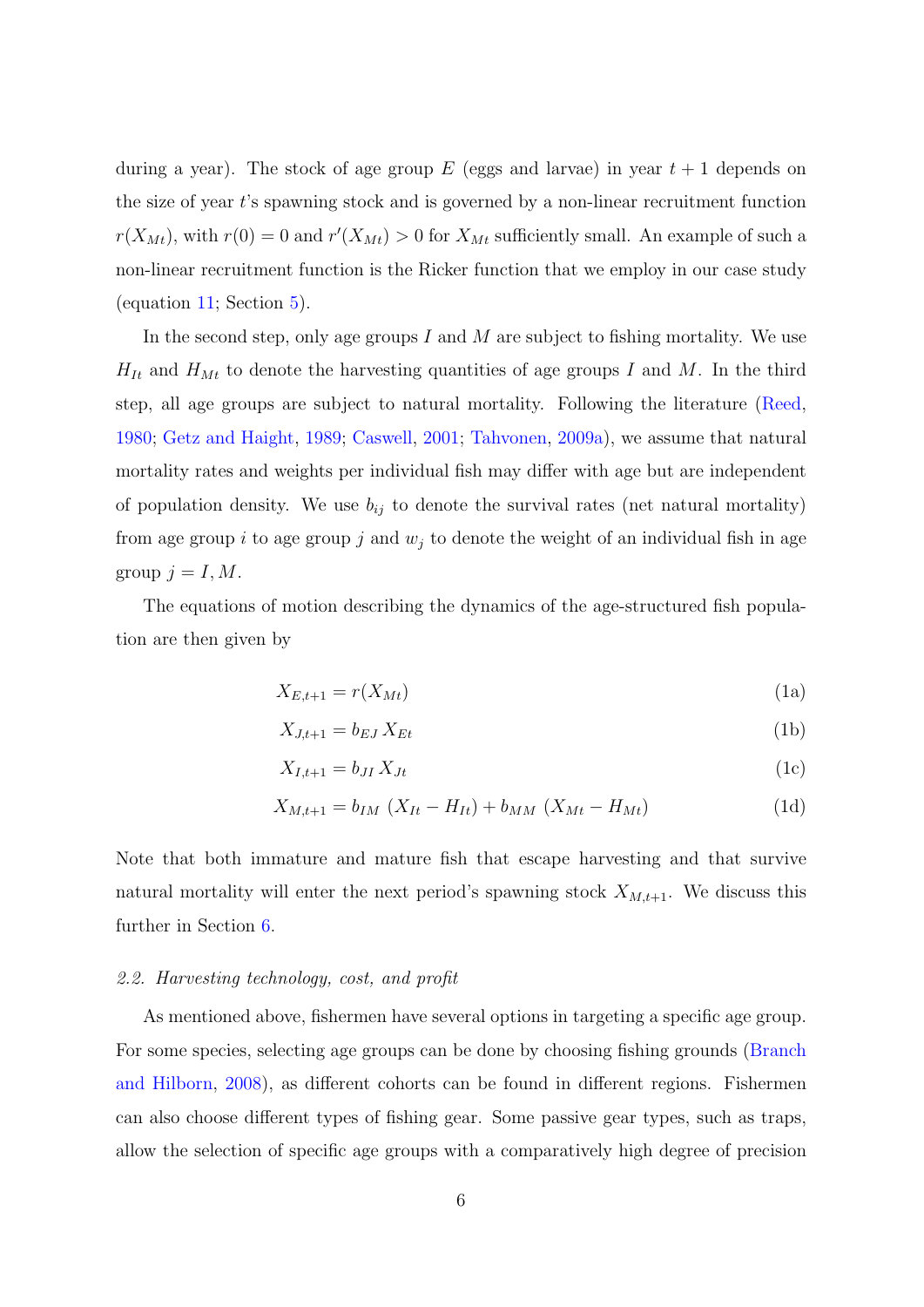during a year). The stock of age group $E$ (eggs and larvae) in year $t+1$ depends on the size of year $t$'s spawning stock and is governed by a non-linear recruitment function $r(X_{Mt})$, with $r(0) = 0$ and $r'(X_{Mt}) > 0$ for $X_{Mt}$ sufficiently small. An example of such a non-linear recruitment function is the Ricker function that we employ in our case study (equation 11; Section 5).

In the second step, only age groups $I$ and $M$ are subject to fishing mortality. We use $H_{It}$ and $H_{Mt}$ to denote the harvesting quantities of age groups $I$ and $M$. In the third step, all age groups are subject to natural mortality. Following the literature (Reed, 1980; Getz and Haight, 1989; Caswell, 2001; Tahvonen, 2009a), we assume that natural mortality rates and weights per individual fish may differ with age but are independent of population density. We use $b_{ij}$ to denote the survival rates (net natural mortality) from age group $i$ to age group $j$ and $w_j$ to denote the weight of an individual fish in age group $j = I, M$.

The equations of motion describing the dynamics of the age-structured fish population are then given by

$$X_{E,t+1} = r(X_{Mt}) \tag{1a}$$

$$X_{J,t+1} = b_{EJ}\, X_{Et} \tag{1b}$$

$$X_{I,t+1} = b_{JI}\, X_{Jt} \tag{1c}$$

$$X_{M,t+1} = b_{IM}\ (X_{It} - H_{It}) + b_{MM}\ (X_{Mt} - H_{Mt}) \tag{1d}$$

Note that both immature and mature fish that escape harvesting and that survive natural mortality will enter the next period's spawning stock $X_{M,t+1}$. We discuss this further in Section 6.

### *2.2. Harvesting technology, cost, and profit*

As mentioned above, fishermen have several options in targeting a specific age group. For some species, selecting age groups can be done by choosing fishing grounds (Branch and Hilborn, 2008), as different cohorts can be found in different regions. Fishermen can also choose different types of fishing gear. Some passive gear types, such as traps, allow the selection of specific age groups with a comparatively high degree of precision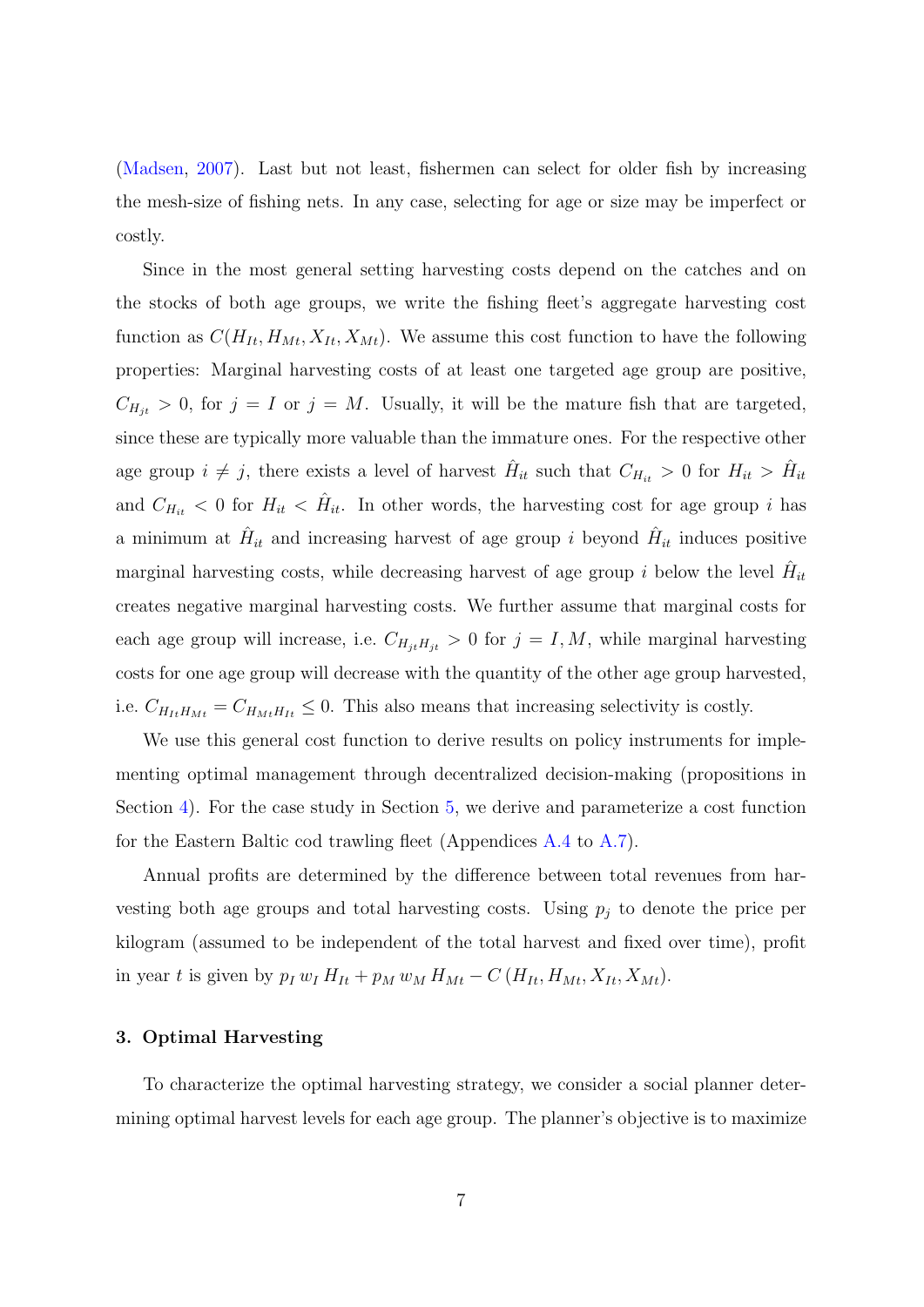(Madsen, 2007). Last but not least, fishermen can select for older fish by increasing the mesh-size of fishing nets. In any case, selecting for age or size may be imperfect or costly.

Since in the most general setting harvesting costs depend on the catches and on the stocks of both age groups, we write the fishing fleet's aggregate harvesting cost function as $C(H_{It}, H_{Mt}, X_{It}, X_{Mt})$. We assume this cost function to have the following properties: Marginal harvesting costs of at least one targeted age group are positive, $C_{H_{jt}} > 0$, for $j = I$ or $j = M$. Usually, it will be the mature fish that are targeted, since these are typically more valuable than the immature ones. For the respective other age group $i \neq j$, there exists a level of harvest $\hat{H}_{it}$ such that $C_{H_{it}} > 0$ for $H_{it} > \hat{H}_{it}$ and $C_{H_{it}} < 0$ for $H_{it} < \hat{H}_{it}$. In other words, the harvesting cost for age group $i$ has a minimum at $\hat{H}_{it}$ and increasing harvest of age group $i$ beyond $\hat{H}_{it}$ induces positive marginal harvesting costs, while decreasing harvest of age group $i$ below the level $\hat{H}_{it}$ creates negative marginal harvesting costs. We further assume that marginal costs for each age group will increase, i.e. $C_{H_{jt}H_{jt}} > 0$ for $j = I, M$, while marginal harvesting costs for one age group will decrease with the quantity of the other age group harvested, i.e. $C_{H_{It}H_{Mt}} = C_{H_{Mt}H_{It}} \leq 0$. This also means that increasing selectivity is costly.

We use this general cost function to derive results on policy instruments for implementing optimal management through decentralized decision-making (propositions in Section 4). For the case study in Section 5, we derive and parameterize a cost function for the Eastern Baltic cod trawling fleet (Appendices A.4 to A.7).

Annual profits are determined by the difference between total revenues from harvesting both age groups and total harvesting costs. Using $p_j$ to denote the price per kilogram (assumed to be independent of the total harvest and fixed over time), profit in year $t$ is given by $p_I \, w_I \, H_{It} + p_M \, w_M \, H_{Mt} - C\left(H_{It}, H_{Mt}, X_{It}, X_{Mt}\right)$.

## 3. Optimal Harvesting

To characterize the optimal harvesting strategy, we consider a social planner determining optimal harvest levels for each age group. The planner's objective is to maximize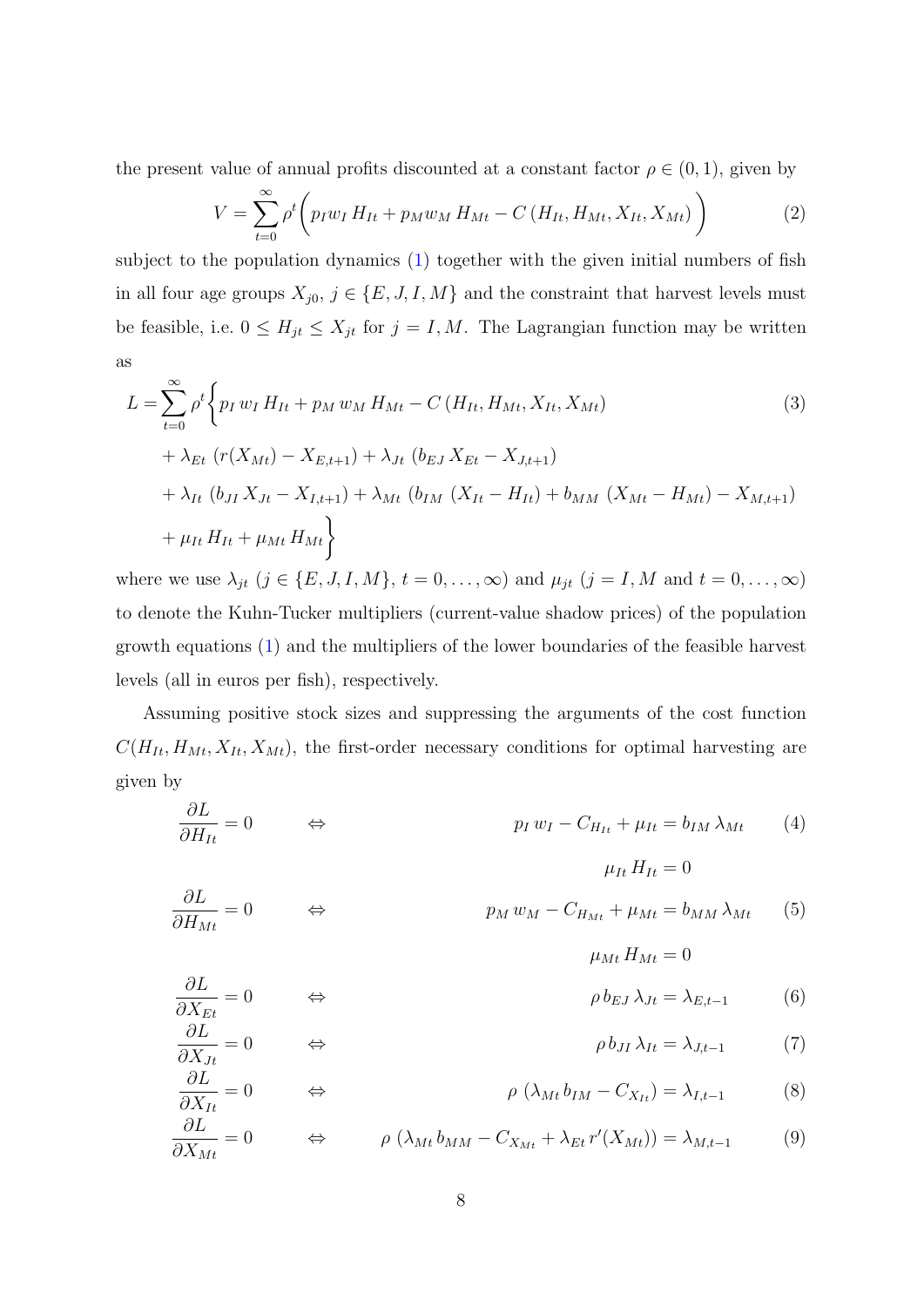the present value of annual profits discounted at a constant factor $\rho \in (0, 1)$, given by

$$V = \sum_{t=0}^{\infty} \rho^t \bigg( p_I w_I \, H_{It} + p_M w_M \, H_{Mt} - C \left( H_{It}, H_{Mt}, X_{It}, X_{Mt} \right) \bigg) \tag{2}$$

subject to the population dynamics (1) together with the given initial numbers of fish in all four age groups $X_{j0}$, $j \in \{E, J, I, M\}$ and the constraint that harvest levels must be feasible, i.e. $0 \leq H_{jt} \leq X_{jt}$ for $j = I, M$. The Lagrangian function may be written as

$$\begin{aligned}
L = \sum_{t=0}^{\infty} \rho^t \bigg\{ & p_I \, w_I \, H_{It} + p_M \, w_M \, H_{Mt} - C \left( H_{It}, H_{Mt}, X_{It}, X_{Mt} \right) \\
& + \lambda_{Et} \, \left( r(X_{Mt}) - X_{E,t+1} \right) + \lambda_{Jt} \, \left( b_{EJ} \, X_{Et} - X_{J,t+1} \right) \\
& + \lambda_{It} \, \left( b_{JI} \, X_{Jt} - X_{I,t+1} \right) + \lambda_{Mt} \, \left( b_{IM} \, \left( X_{It} - H_{It} \right) + b_{MM} \, \left( X_{Mt} - H_{Mt} \right) - X_{M,t+1} \right) \\
& + \mu_{It} \, H_{It} + \mu_{Mt} \, H_{Mt} \bigg\}
\end{aligned} \tag{3}$$

where we use $\lambda_{jt}$ ($j \in \{E, J, I, M\}$, $t = 0, \ldots, \infty$) and $\mu_{jt}$ ($j = I, M$ and $t = 0, \ldots, \infty$) to denote the Kuhn-Tucker multipliers (current-value shadow prices) of the population growth equations (1) and the multipliers of the lower boundaries of the feasible harvest levels (all in euros per fish), respectively.

Assuming positive stock sizes and suppressing the arguments of the cost function $C(H_{It}, H_{Mt}, X_{It}, X_{Mt})$, the first-order necessary conditions for optimal harvesting are given by

$$\frac{\partial L}{\partial H_{It}} = 0 \quad \Leftrightarrow \quad p_I \, w_I - C_{H_{It}} + \mu_{It} = b_{IM} \, \lambda_{Mt} \tag{4}$$

$$\mu_{It} \, H_{It} = 0$$

$$\frac{\partial L}{\partial H_{Mt}} = 0 \quad \Leftrightarrow \quad p_M \, w_M - C_{H_{Mt}} + \mu_{Mt} = b_{MM} \, \lambda_{Mt} \tag{5}$$

$$\mu_{Mt} \, H_{Mt} = 0$$

$$\frac{\partial L}{\partial X_{Et}} = 0 \quad \Leftrightarrow \quad \rho \, b_{EJ} \, \lambda_{Jt} = \lambda_{E,t-1} \tag{6}$$

$$\frac{\partial L}{\partial X_{Jt}} = 0 \quad \Leftrightarrow \quad \rho \, b_{JI} \, \lambda_{It} = \lambda_{J,t-1} \tag{7}$$

$$\frac{\partial L}{\partial X_{It}} = 0 \quad \Leftrightarrow \quad \rho \, \left( \lambda_{Mt} \, b_{IM} - C_{X_{It}} \right) = \lambda_{I,t-1} \tag{8}$$

$$\frac{\partial L}{\partial X_{Mt}} = 0 \quad \Leftrightarrow \quad \rho \, \left( \lambda_{Mt} \, b_{MM} - C_{X_{Mt}} + \lambda_{Et} \, r'(X_{Mt}) \right) = \lambda_{M,t-1} \tag{9}$$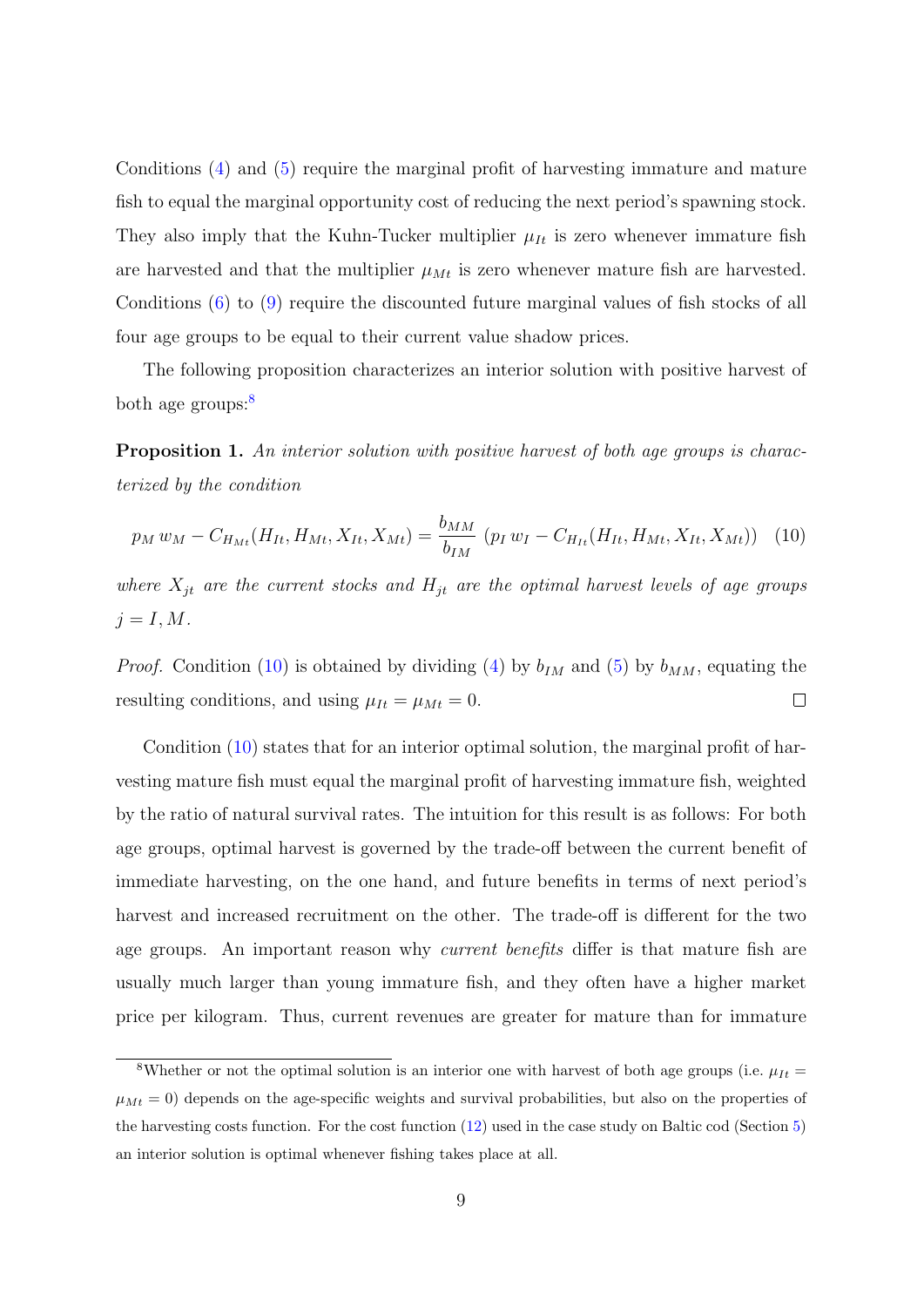Conditions (4) and (5) require the marginal profit of harvesting immature and mature fish to equal the marginal opportunity cost of reducing the next period's spawning stock. They also imply that the Kuhn-Tucker multiplier $\mu_{It}$ is zero whenever immature fish are harvested and that the multiplier $\mu_{Mt}$ is zero whenever mature fish are harvested. Conditions (6) to (9) require the discounted future marginal values of fish stocks of all four age groups to be equal to their current value shadow prices.

The following proposition characterizes an interior solution with positive harvest of both age groups:[8]

**Proposition 1.** *An interior solution with positive harvest of both age groups is characterized by the condition*

$$p_M\, w_M - C_{H_{Mt}}(H_{It}, H_{Mt}, X_{It}, X_{Mt}) = \frac{b_{MM}}{b_{IM}}\ \left(p_I\, w_I - C_{H_{It}}(H_{It}, H_{Mt}, X_{It}, X_{Mt})\right) \quad (10)$$

*where $X_{jt}$ are the current stocks and $H_{jt}$ are the optimal harvest levels of age groups $j = I, M$.*

*Proof.* Condition (10) is obtained by dividing (4) by $b_{IM}$ and (5) by $b_{MM}$, equating the resulting conditions, and using $\mu_{It} = \mu_{Mt} = 0$. □

Condition (10) states that for an interior optimal solution, the marginal profit of harvesting mature fish must equal the marginal profit of harvesting immature fish, weighted by the ratio of natural survival rates. The intuition for this result is as follows: For both age groups, optimal harvest is governed by the trade-off between the current benefit of immediate harvesting, on the one hand, and future benefits in terms of next period's harvest and increased recruitment on the other. The trade-off is different for the two age groups. An important reason why *current benefits* differ is that mature fish are usually much larger than young immature fish, and they often have a higher market price per kilogram. Thus, current revenues are greater for mature than for immature

[8] Whether or not the optimal solution is an interior one with harvest of both age groups (i.e. $\mu_{It} = \mu_{Mt} = 0$) depends on the age-specific weights and survival probabilities, but also on the properties of the harvesting costs function. For the cost function (12) used in the case study on Baltic cod (Section 5) an interior solution is optimal whenever fishing takes place at all.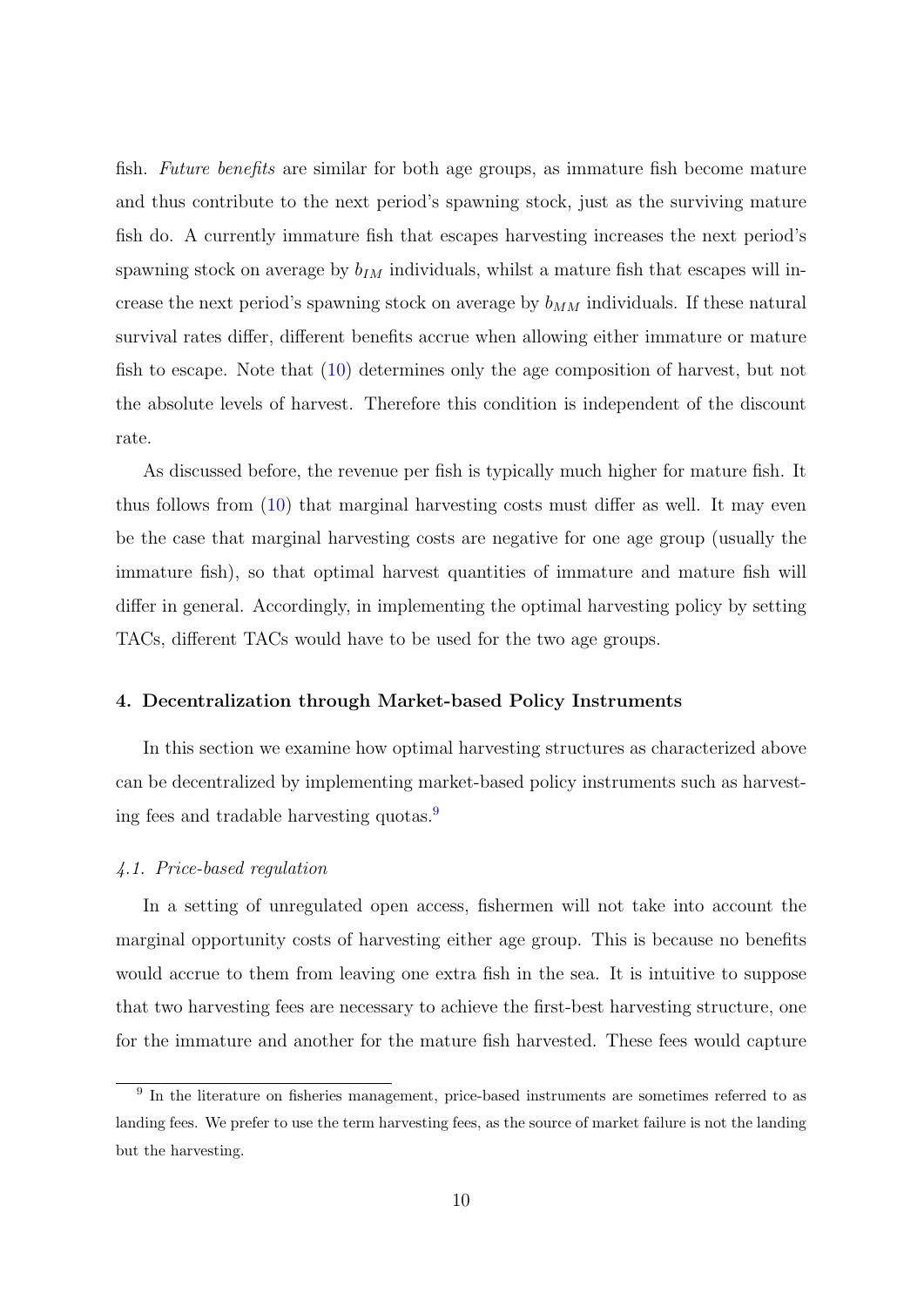fish. *Future benefits* are similar for both age groups, as immature fish become mature and thus contribute to the next period's spawning stock, just as the surviving mature fish do. A currently immature fish that escapes harvesting increases the next period's spawning stock on average by $b_{IM}$ individuals, whilst a mature fish that escapes will increase the next period's spawning stock on average by $b_{MM}$ individuals. If these natural survival rates differ, different benefits accrue when allowing either immature or mature fish to escape. Note that (10) determines only the age composition of harvest, but not the absolute levels of harvest. Therefore this condition is independent of the discount rate.

As discussed before, the revenue per fish is typically much higher for mature fish. It thus follows from (10) that marginal harvesting costs must differ as well. It may even be the case that marginal harvesting costs are negative for one age group (usually the immature fish), so that optimal harvest quantities of immature and mature fish will differ in general. Accordingly, in implementing the optimal harvesting policy by setting TACs, different TACs would have to be used for the two age groups.

## 4. Decentralization through Market-based Policy Instruments

In this section we examine how optimal harvesting structures as characterized above can be decentralized by implementing market-based policy instruments such as harvesting fees and tradable harvesting quotas.[9]

### *4.1. Price-based regulation*

In a setting of unregulated open access, fishermen will not take into account the marginal opportunity costs of harvesting either age group. This is because no benefits would accrue to them from leaving one extra fish in the sea. It is intuitive to suppose that two harvesting fees are necessary to achieve the first-best harvesting structure, one for the immature and another for the mature fish harvested. These fees would capture

[9] In the literature on fisheries management, price-based instruments are sometimes referred to as landing fees. We prefer to use the term harvesting fees, as the source of market failure is not the landing but the harvesting.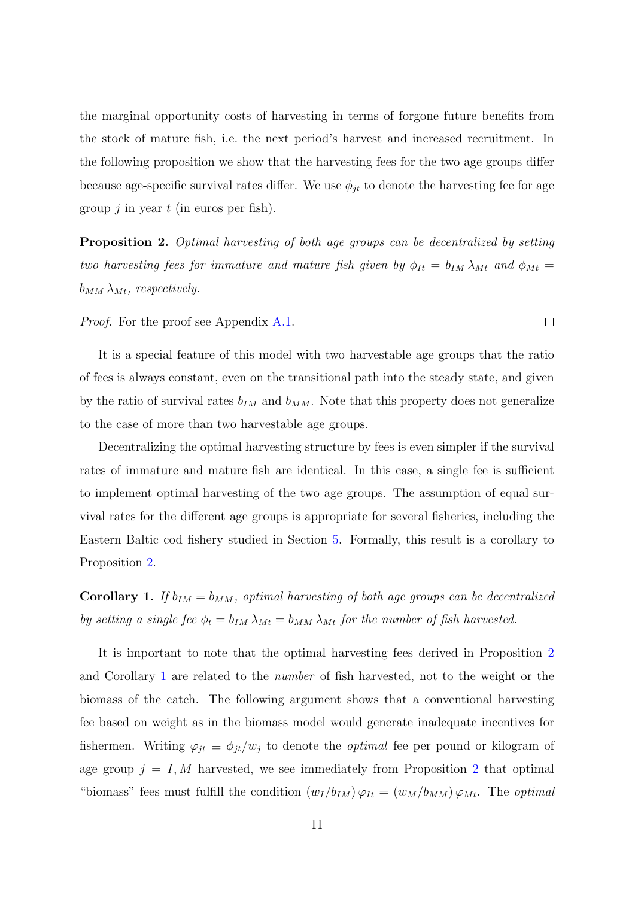the marginal opportunity costs of harvesting in terms of forgone future benefits from the stock of mature fish, i.e. the next period's harvest and increased recruitment. In the following proposition we show that the harvesting fees for the two age groups differ because age-specific survival rates differ. We use $\phi_{jt}$ to denote the harvesting fee for age group $j$ in year $t$ (in euros per fish).

**Proposition 2.** *Optimal harvesting of both age groups can be decentralized by setting two harvesting fees for immature and mature fish given by* $\phi_{It} = b_{IM}\, \lambda_{Mt}$ *and* $\phi_{Mt} = b_{MM}\, \lambda_{Mt}$*, respectively.*

*Proof.* For the proof see Appendix A.1. □

It is a special feature of this model with two harvestable age groups that the ratio of fees is always constant, even on the transitional path into the steady state, and given by the ratio of survival rates $b_{IM}$ and $b_{MM}$. Note that this property does not generalize to the case of more than two harvestable age groups.

Decentralizing the optimal harvesting structure by fees is even simpler if the survival rates of immature and mature fish are identical. In this case, a single fee is sufficient to implement optimal harvesting of the two age groups. The assumption of equal survival rates for the different age groups is appropriate for several fisheries, including the Eastern Baltic cod fishery studied in Section 5. Formally, this result is a corollary to Proposition 2.

**Corollary 1.** *If* $b_{IM} = b_{MM}$*, optimal harvesting of both age groups can be decentralized by setting a single fee* $\phi_t = b_{IM}\, \lambda_{Mt} = b_{MM}\, \lambda_{Mt}$ *for the number of fish harvested.*

It is important to note that the optimal harvesting fees derived in Proposition 2 and Corollary 1 are related to the *number* of fish harvested, not to the weight or the biomass of the catch. The following argument shows that a conventional harvesting fee based on weight as in the biomass model would generate inadequate incentives for fishermen. Writing $\varphi_{jt} \equiv \phi_{jt}/w_j$ to denote the *optimal* fee per pound or kilogram of age group $j = I, M$ harvested, we see immediately from Proposition 2 that optimal "biomass" fees must fulfill the condition $(w_I/b_{IM})\, \varphi_{It} = (w_M/b_{MM})\, \varphi_{Mt}$. The *optimal*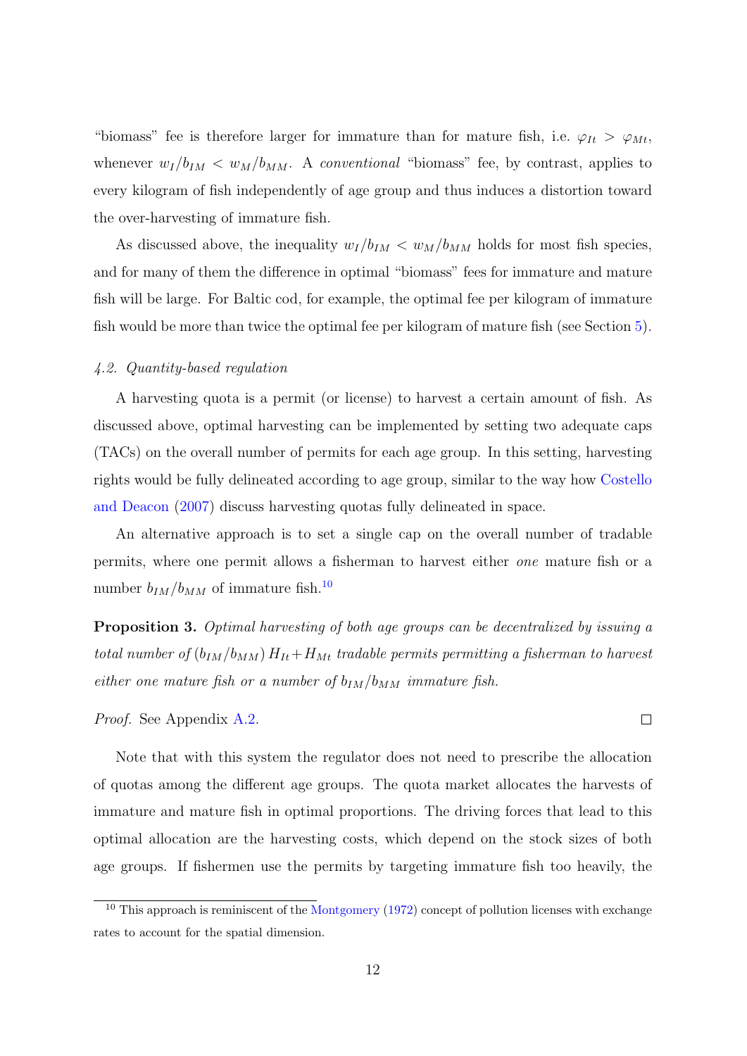"biomass" fee is therefore larger for immature than for mature fish, i.e. $\varphi_{It} > \varphi_{Mt}$, whenever $w_I/b_{IM} < w_M/b_{MM}$. A *conventional* "biomass" fee, by contrast, applies to every kilogram of fish independently of age group and thus induces a distortion toward the over-harvesting of immature fish.

As discussed above, the inequality $w_I/b_{IM} < w_M/b_{MM}$ holds for most fish species, and for many of them the difference in optimal "biomass" fees for immature and mature fish will be large. For Baltic cod, for example, the optimal fee per kilogram of immature fish would be more than twice the optimal fee per kilogram of mature fish (see Section 5).

### *4.2. Quantity-based regulation*

A harvesting quota is a permit (or license) to harvest a certain amount of fish. As discussed above, optimal harvesting can be implemented by setting two adequate caps (TACs) on the overall number of permits for each age group. In this setting, harvesting rights would be fully delineated according to age group, similar to the way how Costello and Deacon (2007) discuss harvesting quotas fully delineated in space.

An alternative approach is to set a single cap on the overall number of tradable permits, where one permit allows a fisherman to harvest either *one* mature fish or a number $b_{IM}/b_{MM}$ of immature fish.[10]

**Proposition 3.** *Optimal harvesting of both age groups can be decentralized by issuing a total number of* $(b_{IM}/b_{MM})\, H_{It} + H_{Mt}$ *tradable permits permitting a fisherman to harvest either one mature fish or a number of* $b_{IM}/b_{MM}$ *immature fish.*

*Proof.* See Appendix A.2. □

Note that with this system the regulator does not need to prescribe the allocation of quotas among the different age groups. The quota market allocates the harvests of immature and mature fish in optimal proportions. The driving forces that lead to this optimal allocation are the harvesting costs, which depend on the stock sizes of both age groups. If fishermen use the permits by targeting immature fish too heavily, the

[10] This approach is reminiscent of the Montgomery (1972) concept of pollution licenses with exchange rates to account for the spatial dimension.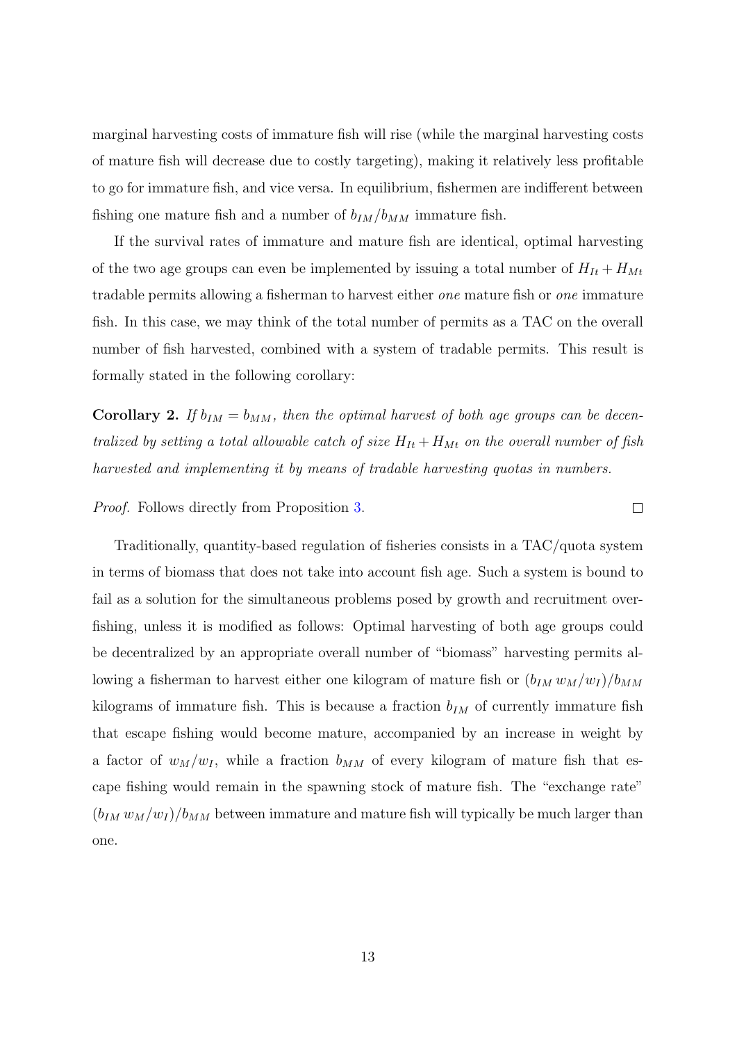marginal harvesting costs of immature fish will rise (while the marginal harvesting costs of mature fish will decrease due to costly targeting), making it relatively less profitable to go for immature fish, and vice versa. In equilibrium, fishermen are indifferent between fishing one mature fish and a number of $b_{IM}/b_{MM}$ immature fish.

If the survival rates of immature and mature fish are identical, optimal harvesting of the two age groups can even be implemented by issuing a total number of $H_{It} + H_{Mt}$ tradable permits allowing a fisherman to harvest either *one* mature fish or *one* immature fish. In this case, we may think of the total number of permits as a TAC on the overall number of fish harvested, combined with a system of tradable permits. This result is formally stated in the following corollary:

**Corollary 2.** *If $b_{IM} = b_{MM}$, then the optimal harvest of both age groups can be decentralized by setting a total allowable catch of size $H_{It} + H_{Mt}$ on the overall number of fish harvested and implementing it by means of tradable harvesting quotas in numbers.*

*Proof.* Follows directly from Proposition 3. □

Traditionally, quantity-based regulation of fisheries consists in a TAC/quota system in terms of biomass that does not take into account fish age. Such a system is bound to fail as a solution for the simultaneous problems posed by growth and recruitment overfishing, unless it is modified as follows: Optimal harvesting of both age groups could be decentralized by an appropriate overall number of "biomass" harvesting permits allowing a fisherman to harvest either one kilogram of mature fish or $(b_{IM}\, w_M/w_I)/b_{MM}$ kilograms of immature fish. This is because a fraction $b_{IM}$ of currently immature fish that escape fishing would become mature, accompanied by an increase in weight by a factor of $w_M/w_I$, while a fraction $b_{MM}$ of every kilogram of mature fish that escape fishing would remain in the spawning stock of mature fish. The "exchange rate" $(b_{IM}\, w_M/w_I)/b_{MM}$ between immature and mature fish will typically be much larger than one.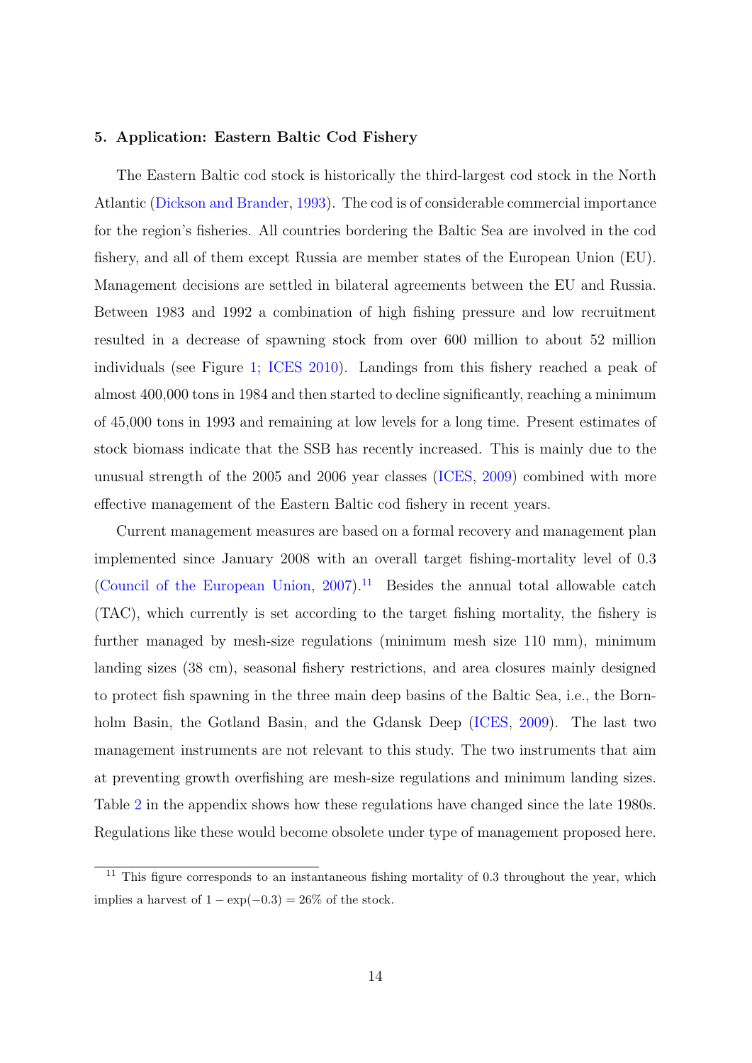### 5. Application: Eastern Baltic Cod Fishery

The Eastern Baltic cod stock is historically the third-largest cod stock in the North Atlantic (Dickson and Brander, 1993). The cod is of considerable commercial importance for the region's fisheries. All countries bordering the Baltic Sea are involved in the cod fishery, and all of them except Russia are member states of the European Union (EU). Management decisions are settled in bilateral agreements between the EU and Russia. Between 1983 and 1992 a combination of high fishing pressure and low recruitment resulted in a decrease of spawning stock from over 600 million to about 52 million individuals (see Figure 1; ICES 2010). Landings from this fishery reached a peak of almost 400,000 tons in 1984 and then started to decline significantly, reaching a minimum of 45,000 tons in 1993 and remaining at low levels for a long time. Present estimates of stock biomass indicate that the SSB has recently increased. This is mainly due to the unusual strength of the 2005 and 2006 year classes (ICES, 2009) combined with more effective management of the Eastern Baltic cod fishery in recent years.

Current management measures are based on a formal recovery and management plan implemented since January 2008 with an overall target fishing-mortality level of 0.3 (Council of the European Union, 2007).[11] Besides the annual total allowable catch (TAC), which currently is set according to the target fishing mortality, the fishery is further managed by mesh-size regulations (minimum mesh size 110 mm), minimum landing sizes (38 cm), seasonal fishery restrictions, and area closures mainly designed to protect fish spawning in the three main deep basins of the Baltic Sea, i.e., the Bornholm Basin, the Gotland Basin, and the Gdansk Deep (ICES, 2009). The last two management instruments are not relevant to this study. The two instruments that aim at preventing growth overfishing are mesh-size regulations and minimum landing sizes. Table 2 in the appendix shows how these regulations have changed since the late 1980s. Regulations like these would become obsolete under type of management proposed here.

[11] This figure corresponds to an instantaneous fishing mortality of 0.3 throughout the year, which implies a harvest of $1 - \exp(-0.3) = 26\%$ of the stock.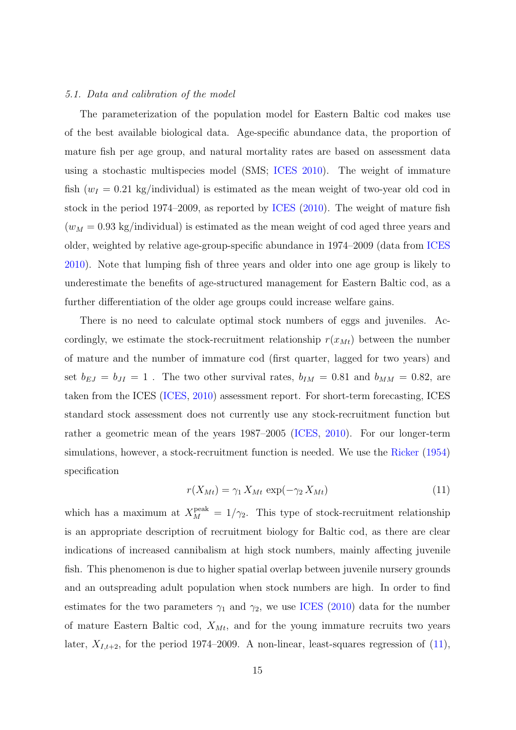### *5.1. Data and calibration of the model*

The parameterization of the population model for Eastern Baltic cod makes use of the best available biological data. Age-specific abundance data, the proportion of mature fish per age group, and natural mortality rates are based on assessment data using a stochastic multispecies model (SMS; ICES 2010). The weight of immature fish ($w_I = 0.21$ kg/individual) is estimated as the mean weight of two-year old cod in stock in the period 1974–2009, as reported by ICES (2010). The weight of mature fish ($w_M = 0.93$ kg/individual) is estimated as the mean weight of cod aged three years and older, weighted by relative age-group-specific abundance in 1974–2009 (data from ICES 2010). Note that lumping fish of three years and older into one age group is likely to underestimate the benefits of age-structured management for Eastern Baltic cod, as a further differentiation of the older age groups could increase welfare gains.

There is no need to calculate optimal stock numbers of eggs and juveniles. Accordingly, we estimate the stock-recruitment relationship $r(x_{Mt})$ between the number of mature and the number of immature cod (first quarter, lagged for two years) and set $b_{EJ} = b_{JI} = 1$ . The two other survival rates, $b_{IM} = 0.81$ and $b_{MM} = 0.82$, are taken from the ICES (ICES, 2010) assessment report. For short-term forecasting, ICES standard stock assessment does not currently use any stock-recruitment function but rather a geometric mean of the years 1987–2005 (ICES, 2010). For our longer-term simulations, however, a stock-recruitment function is needed. We use the Ricker (1954) specification

$$r(X_{Mt}) = \gamma_1 \, X_{Mt} \, \exp(-\gamma_2 \, X_{Mt}) \tag{11}$$

which has a maximum at $X_M^{\text{peak}} = 1/\gamma_2$. This type of stock-recruitment relationship is an appropriate description of recruitment biology for Baltic cod, as there are clear indications of increased cannibalism at high stock numbers, mainly affecting juvenile fish. This phenomenon is due to higher spatial overlap between juvenile nursery grounds and an outspreading adult population when stock numbers are high. In order to find estimates for the two parameters $\gamma_1$ and $\gamma_2$, we use ICES (2010) data for the number of mature Eastern Baltic cod, $X_{Mt}$, and for the young immature recruits two years later, $X_{I,t+2}$, for the period 1974–2009. A non-linear, least-squares regression of (11),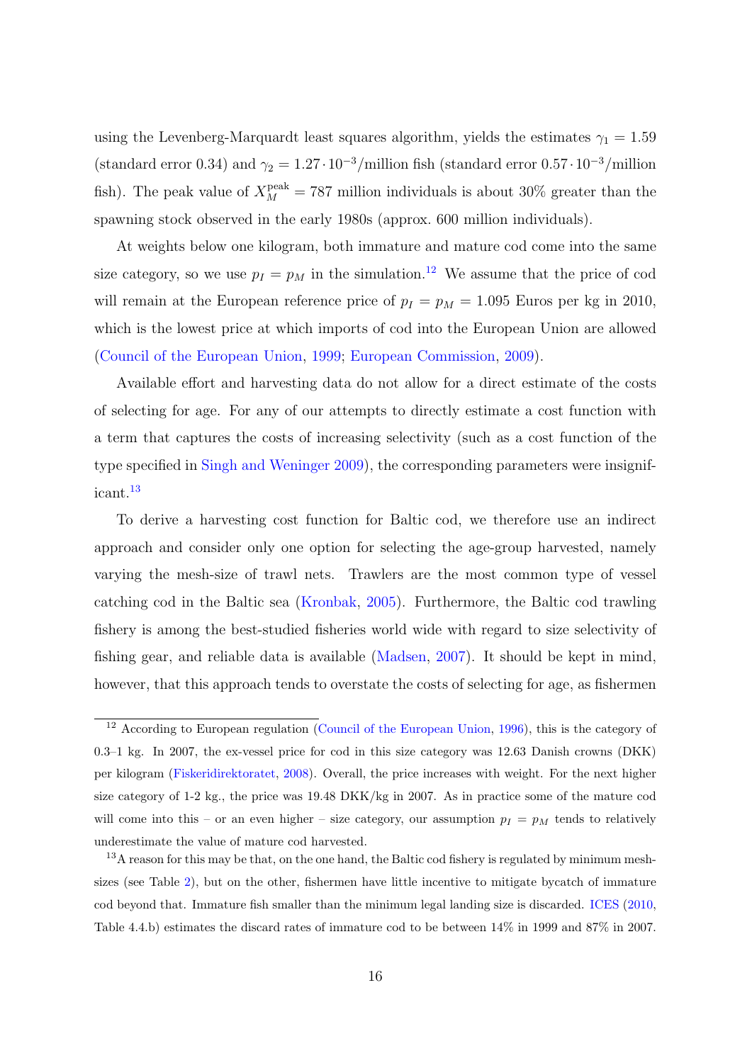using the Levenberg-Marquardt least squares algorithm, yields the estimates $\gamma_1 = 1.59$ (standard error 0.34) and $\gamma_2 = 1.27 \cdot 10^{-3}$/million fish (standard error $0.57 \cdot 10^{-3}$/million fish). The peak value of $X_M^{\text{peak}} = 787$ million individuals is about 30% greater than the spawning stock observed in the early 1980s (approx. 600 million individuals).

At weights below one kilogram, both immature and mature cod come into the same size category, so we use $p_I = p_M$ in the simulation.[12] We assume that the price of cod will remain at the European reference price of $p_I = p_M = 1.095$ Euros per kg in 2010, which is the lowest price at which imports of cod into the European Union are allowed (Council of the European Union, 1999; European Commission, 2009).

Available effort and harvesting data do not allow for a direct estimate of the costs of selecting for age. For any of our attempts to directly estimate a cost function with a term that captures the costs of increasing selectivity (such as a cost function of the type specified in Singh and Weninger 2009), the corresponding parameters were insignificant.[13]

To derive a harvesting cost function for Baltic cod, we therefore use an indirect approach and consider only one option for selecting the age-group harvested, namely varying the mesh-size of trawl nets. Trawlers are the most common type of vessel catching cod in the Baltic sea (Kronbak, 2005). Furthermore, the Baltic cod trawling fishery is among the best-studied fisheries world wide with regard to size selectivity of fishing gear, and reliable data is available (Madsen, 2007). It should be kept in mind, however, that this approach tends to overstate the costs of selecting for age, as fishermen

[12] According to European regulation (Council of the European Union, 1996), this is the category of 0.3–1 kg. In 2007, the ex-vessel price for cod in this size category was 12.63 Danish crowns (DKK) per kilogram (Fiskeridirektoratet, 2008). Overall, the price increases with weight. For the next higher size category of 1-2 kg., the price was 19.48 DKK/kg in 2007. As in practice some of the mature cod will come into this – or an even higher – size category, our assumption $p_I = p_M$ tends to relatively underestimate the value of mature cod harvested.

[13] A reason for this may be that, on the one hand, the Baltic cod fishery is regulated by minimum mesh-sizes (see Table 2), but on the other, fishermen have little incentive to mitigate bycatch of immature cod beyond that. Immature fish smaller than the minimum legal landing size is discarded. ICES (2010, Table 4.4.b) estimates the discard rates of immature cod to be between 14% in 1999 and 87% in 2007.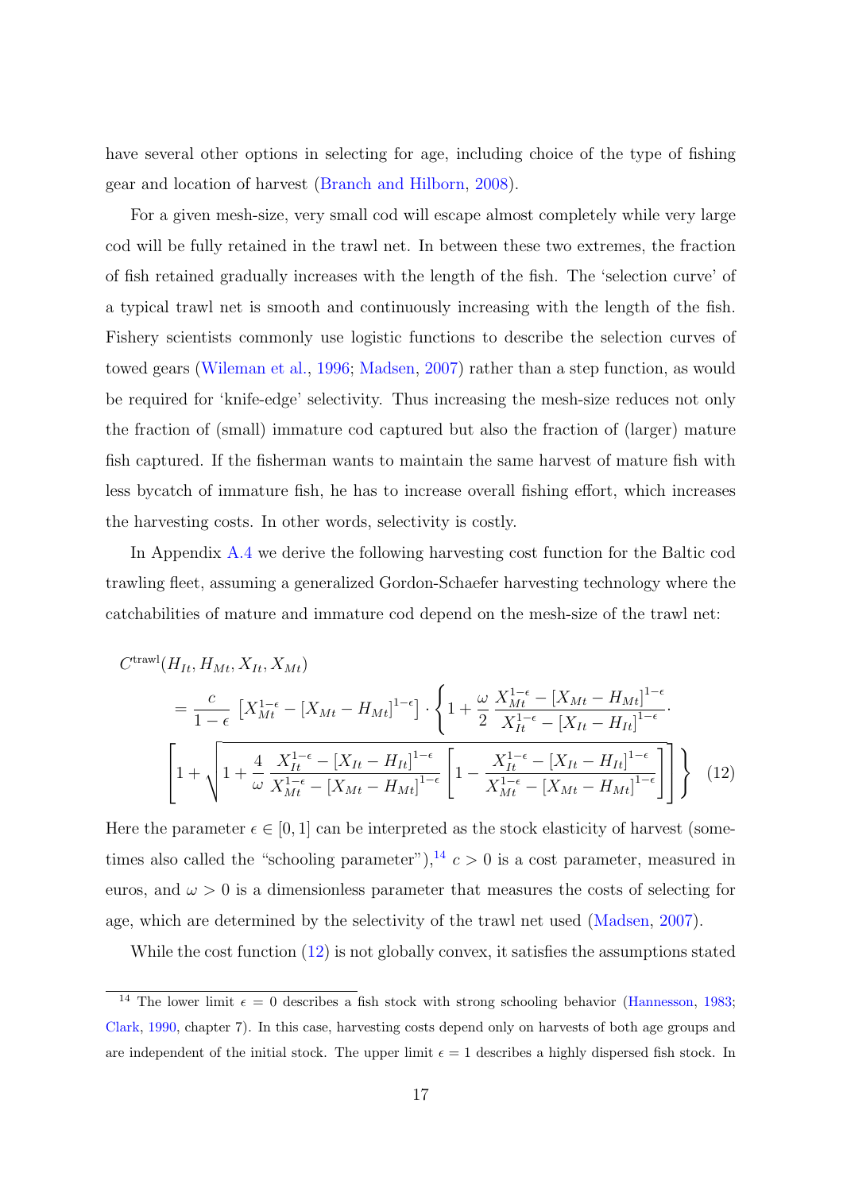have several other options in selecting for age, including choice of the type of fishing gear and location of harvest (Branch and Hilborn, 2008).

For a given mesh-size, very small cod will escape almost completely while very large cod will be fully retained in the trawl net. In between these two extremes, the fraction of fish retained gradually increases with the length of the fish. The 'selection curve' of a typical trawl net is smooth and continuously increasing with the length of the fish. Fishery scientists commonly use logistic functions to describe the selection curves of towed gears (Wileman et al., 1996; Madsen, 2007) rather than a step function, as would be required for 'knife-edge' selectivity. Thus increasing the mesh-size reduces not only the fraction of (small) immature cod captured but also the fraction of (larger) mature fish captured. If the fisherman wants to maintain the same harvest of mature fish with less bycatch of immature fish, he has to increase overall fishing effort, which increases the harvesting costs. In other words, selectivity is costly.

In Appendix A.4 we derive the following harvesting cost function for the Baltic cod trawling fleet, assuming a generalized Gordon-Schaefer harvesting technology where the catchabilities of mature and immature cod depend on the mesh-size of the trawl net:

$$
\begin{aligned}
&C^{\text{trawl}}(H_{It}, H_{Mt}, X_{It}, X_{Mt}) \\
&\quad = \frac{c}{1-\epsilon}\left[X_{Mt}^{1-\epsilon} - \left[X_{Mt} - H_{Mt}\right]^{1-\epsilon}\right] \cdot \left\{1 + \frac{\omega}{2}\,\frac{X_{Mt}^{1-\epsilon} - \left[X_{Mt} - H_{Mt}\right]^{1-\epsilon}}{X_{It}^{1-\epsilon} - \left[X_{It} - H_{It}\right]^{1-\epsilon}} \cdot \right. \\
&\left.\left[1 + \sqrt{1 + \frac{4}{\omega}\,\frac{X_{It}^{1-\epsilon} - \left[X_{It} - H_{It}\right]^{1-\epsilon}}{X_{Mt}^{1-\epsilon} - \left[X_{Mt} - H_{Mt}\right]^{1-\epsilon}}\left[1 - \frac{X_{It}^{1-\epsilon} - \left[X_{It} - H_{It}\right]^{1-\epsilon}}{X_{Mt}^{1-\epsilon} - \left[X_{Mt} - H_{Mt}\right]^{1-\epsilon}}\right]}\,\right]\right\} \qquad (12)
\end{aligned}
$$

Here the parameter $\epsilon \in [0, 1]$ can be interpreted as the stock elasticity of harvest (sometimes also called the "schooling parameter"),[14] $c > 0$ is a cost parameter, measured in euros, and $\omega > 0$ is a dimensionless parameter that measures the costs of selecting for age, which are determined by the selectivity of the trawl net used (Madsen, 2007).

While the cost function (12) is not globally convex, it satisfies the assumptions stated

[14] The lower limit $\epsilon = 0$ describes a fish stock with strong schooling behavior (Hannesson, 1983; Clark, 1990, chapter 7). In this case, harvesting costs depend only on harvests of both age groups and are independent of the initial stock. The upper limit $\epsilon = 1$ describes a highly dispersed fish stock. In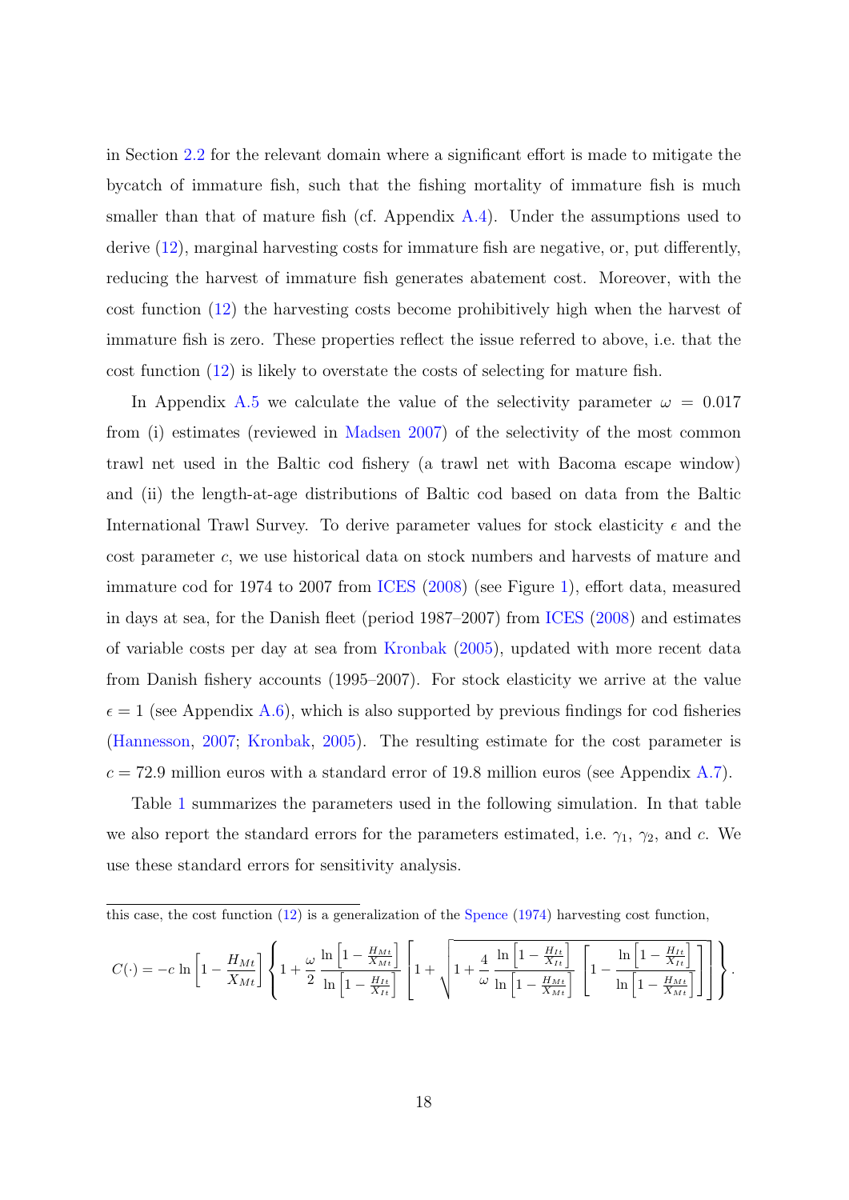in Section 2.2 for the relevant domain where a significant effort is made to mitigate the bycatch of immature fish, such that the fishing mortality of immature fish is much smaller than that of mature fish (cf. Appendix A.4). Under the assumptions used to derive (12), marginal harvesting costs for immature fish are negative, or, put differently, reducing the harvest of immature fish generates abatement cost. Moreover, with the cost function (12) the harvesting costs become prohibitively high when the harvest of immature fish is zero. These properties reflect the issue referred to above, i.e. that the cost function (12) is likely to overstate the costs of selecting for mature fish.

In Appendix A.5 we calculate the value of the selectivity parameter $\omega = 0.017$ from (i) estimates (reviewed in Madsen 2007) of the selectivity of the most common trawl net used in the Baltic cod fishery (a trawl net with Bacoma escape window) and (ii) the length-at-age distributions of Baltic cod based on data from the Baltic International Trawl Survey. To derive parameter values for stock elasticity $\epsilon$ and the cost parameter $c$, we use historical data on stock numbers and harvests of mature and immature cod for 1974 to 2007 from ICES (2008) (see Figure 1), effort data, measured in days at sea, for the Danish fleet (period 1987–2007) from ICES (2008) and estimates of variable costs per day at sea from Kronbak (2005), updated with more recent data from Danish fishery accounts (1995–2007). For stock elasticity we arrive at the value $\epsilon = 1$ (see Appendix A.6), which is also supported by previous findings for cod fisheries (Hannesson, 2007; Kronbak, 2005). The resulting estimate for the cost parameter is $c = 72.9$ million euros with a standard error of 19.8 million euros (see Appendix A.7).

Table 1 summarizes the parameters used in the following simulation. In that table we also report the standard errors for the parameters estimated, i.e. $\gamma_1$, $\gamma_2$, and $c$. We use these standard errors for sensitivity analysis.

---

this case, the cost function (12) is a generalization of the Spence (1974) harvesting cost function,

$$C(\cdot) = -c \ln\left[1 - \frac{H_{Mt}}{X_{Mt}}\right] \left\{ 1 + \frac{\omega}{2} \frac{\ln\left[1 - \frac{H_{Mt}}{X_{Mt}}\right]}{\ln\left[1 - \frac{H_{It}}{X_{It}}\right]} \left[ 1 + \sqrt{1 + \frac{4}{\omega} \frac{\ln\left[1 - \frac{H_{It}}{X_{It}}\right]}{\ln\left[1 - \frac{H_{Mt}}{X_{Mt}}\right]} \left[ 1 - \frac{\ln\left[1 - \frac{H_{It}}{X_{It}}\right]}{\ln\left[1 - \frac{H_{Mt}}{X_{Mt}}\right]} \right]} \right] \right\}.$$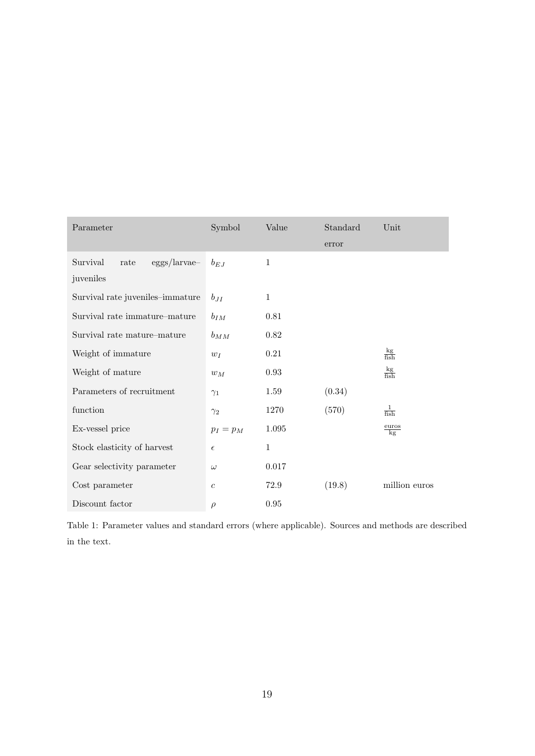| Parameter | Symbol | Value | Standard error | Unit |
|---|---|---|---|---|
| Survival rate eggs/larvae–juveniles | $b_{EJ}$ | 1 | | |
| Survival rate juveniles–immature | $b_{JI}$ | 1 | | |
| Survival rate immature–mature | $b_{IM}$ | 0.81 | | |
| Survival rate mature–mature | $b_{MM}$ | 0.82 | | |
| Weight of immature | $w_I$ | 0.21 | | $\frac{\text{kg}}{\text{fish}}$ |
| Weight of mature | $w_M$ | 0.93 | | $\frac{\text{kg}}{\text{fish}}$ |
| Parameters of recruitment | $\gamma_1$ | 1.59 | (0.34) | |
| function | $\gamma_2$ | 1270 | (570) | $\frac{1}{\text{fish}}$ |
| Ex-vessel price | $p_I = p_M$ | 1.095 | | $\frac{\text{euros}}{\text{kg}}$ |
| Stock elasticity of harvest | $\epsilon$ | 1 | | |
| Gear selectivity parameter | $\omega$ | 0.017 | | |
| Cost parameter | $c$ | 72.9 | (19.8) | million euros |
| Discount factor | $\rho$ | 0.95 | | |

Table 1: Parameter values and standard errors (where applicable). Sources and methods are described in the text.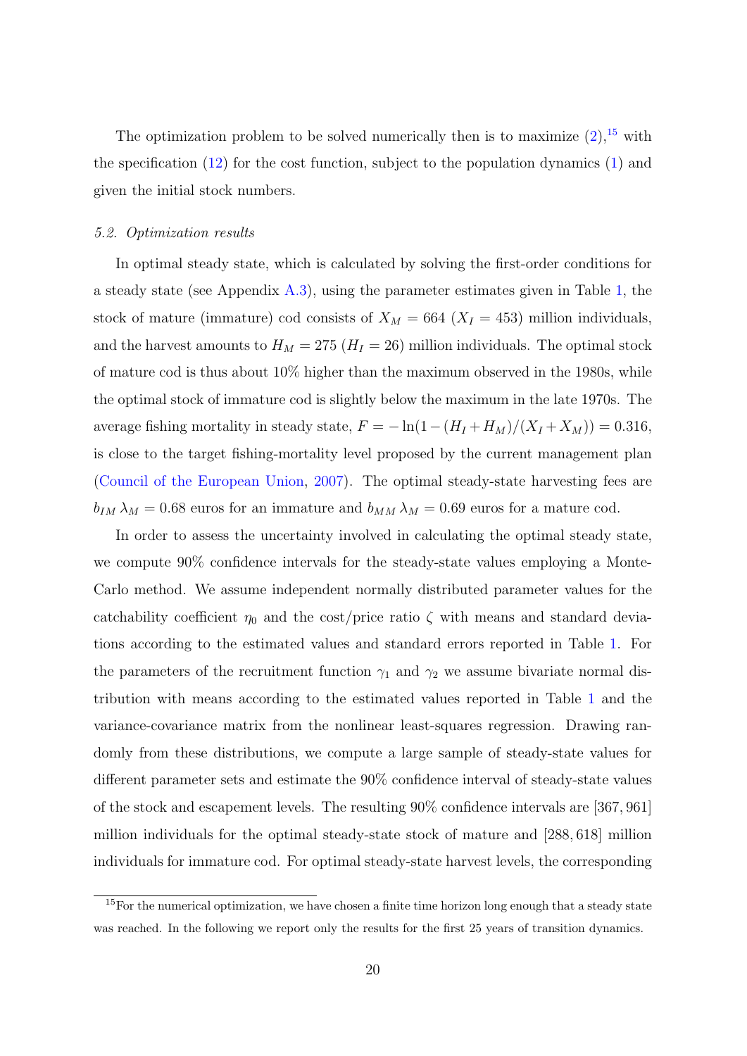The optimization problem to be solved numerically then is to maximize (2),[15] with the specification (12) for the cost function, subject to the population dynamics (1) and given the initial stock numbers.

### *5.2. Optimization results*

In optimal steady state, which is calculated by solving the first-order conditions for a steady state (see Appendix A.3), using the parameter estimates given in Table 1, the stock of mature (immature) cod consists of $X_M = 664$ ($X_I = 453$) million individuals, and the harvest amounts to $H_M = 275$ ($H_I = 26$) million individuals. The optimal stock of mature cod is thus about 10% higher than the maximum observed in the 1980s, while the optimal stock of immature cod is slightly below the maximum in the late 1970s. The average fishing mortality in steady state, $F = -\ln(1 - (H_I + H_M)/(X_I + X_M)) = 0.316$, is close to the target fishing-mortality level proposed by the current management plan (Council of the European Union, 2007). The optimal steady-state harvesting fees are $b_{IM}\,\lambda_M = 0.68$ euros for an immature and $b_{MM}\,\lambda_M = 0.69$ euros for a mature cod.

In order to assess the uncertainty involved in calculating the optimal steady state, we compute 90% confidence intervals for the steady-state values employing a Monte-Carlo method. We assume independent normally distributed parameter values for the catchability coefficient $\eta_0$ and the cost/price ratio $\zeta$ with means and standard deviations according to the estimated values and standard errors reported in Table 1. For the parameters of the recruitment function $\gamma_1$ and $\gamma_2$ we assume bivariate normal distribution with means according to the estimated values reported in Table 1 and the variance-covariance matrix from the nonlinear least-squares regression. Drawing randomly from these distributions, we compute a large sample of steady-state values for different parameter sets and estimate the 90% confidence interval of steady-state values of the stock and escapement levels. The resulting 90% confidence intervals are $[367, 961]$ million individuals for the optimal steady-state stock of mature and $[288, 618]$ million individuals for immature cod. For optimal steady-state harvest levels, the corresponding

[15] For the numerical optimization, we have chosen a finite time horizon long enough that a steady state was reached. In the following we report only the results for the first 25 years of transition dynamics.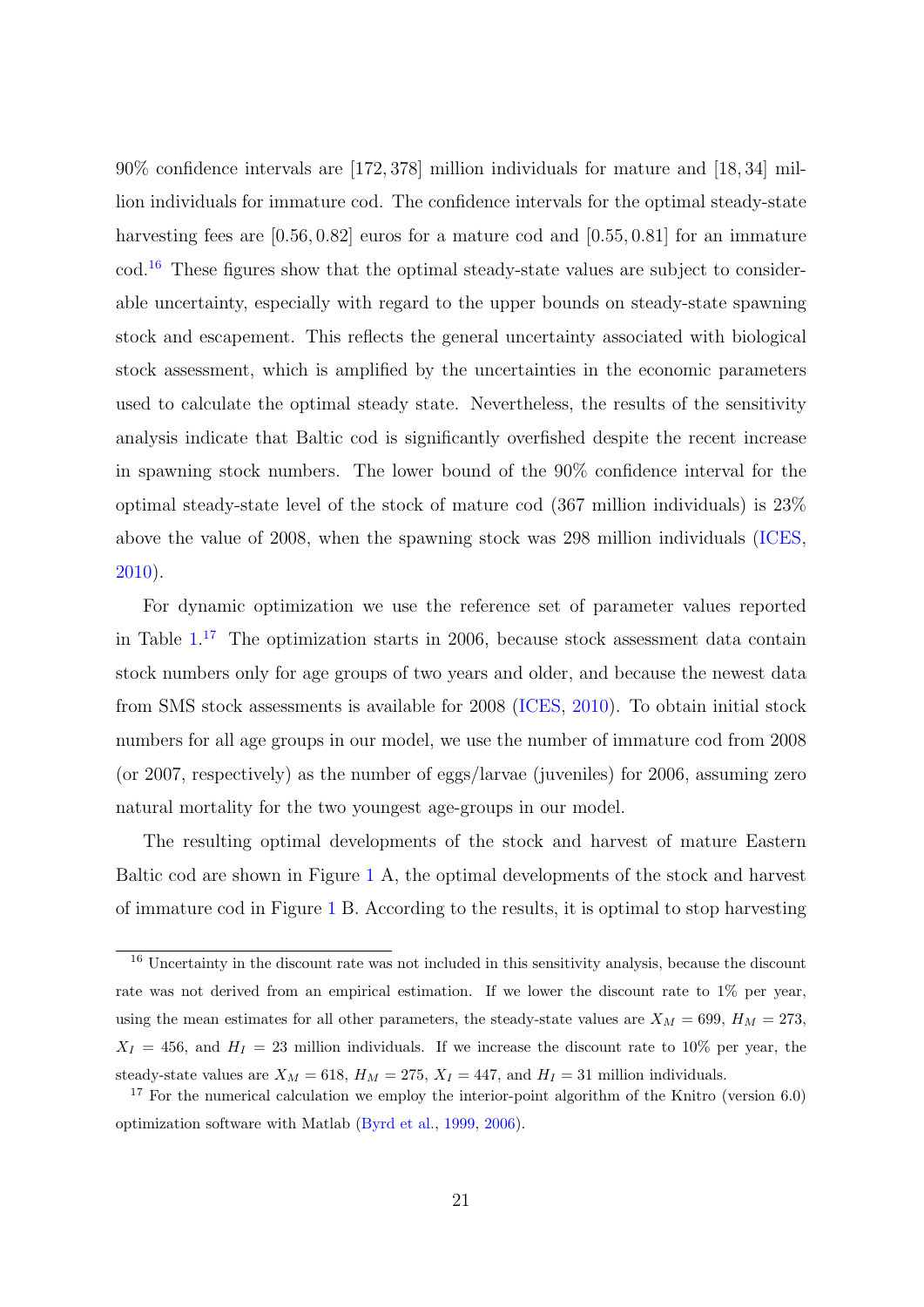90% confidence intervals are $[172, 378]$ million individuals for mature and $[18, 34]$ million individuals for immature cod. The confidence intervals for the optimal steady-state harvesting fees are $[0.56, 0.82]$ euros for a mature cod and $[0.55, 0.81]$ for an immature cod.[16] These figures show that the optimal steady-state values are subject to considerable uncertainty, especially with regard to the upper bounds on steady-state spawning stock and escapement. This reflects the general uncertainty associated with biological stock assessment, which is amplified by the uncertainties in the economic parameters used to calculate the optimal steady state. Nevertheless, the results of the sensitivity analysis indicate that Baltic cod is significantly overfished despite the recent increase in spawning stock numbers. The lower bound of the 90% confidence interval for the optimal steady-state level of the stock of mature cod (367 million individuals) is 23% above the value of 2008, when the spawning stock was 298 million individuals (ICES, 2010).

For dynamic optimization we use the reference set of parameter values reported in Table 1.[17] The optimization starts in 2006, because stock assessment data contain stock numbers only for age groups of two years and older, and because the newest data from SMS stock assessments is available for 2008 (ICES, 2010). To obtain initial stock numbers for all age groups in our model, we use the number of immature cod from 2008 (or 2007, respectively) as the number of eggs/larvae (juveniles) for 2006, assuming zero natural mortality for the two youngest age-groups in our model.

The resulting optimal developments of the stock and harvest of mature Eastern Baltic cod are shown in Figure 1 A, the optimal developments of the stock and harvest of immature cod in Figure 1 B. According to the results, it is optimal to stop harvesting

[16] Uncertainty in the discount rate was not included in this sensitivity analysis, because the discount rate was not derived from an empirical estimation. If we lower the discount rate to 1% per year, using the mean estimates for all other parameters, the steady-state values are $X_M = 699$, $H_M = 273$, $X_I = 456$, and $H_I = 23$ million individuals. If we increase the discount rate to 10% per year, the steady-state values are $X_M = 618$, $H_M = 275$, $X_I = 447$, and $H_I = 31$ million individuals.

[17] For the numerical calculation we employ the interior-point algorithm of the Knitro (version 6.0) optimization software with Matlab (Byrd et al., 1999, 2006).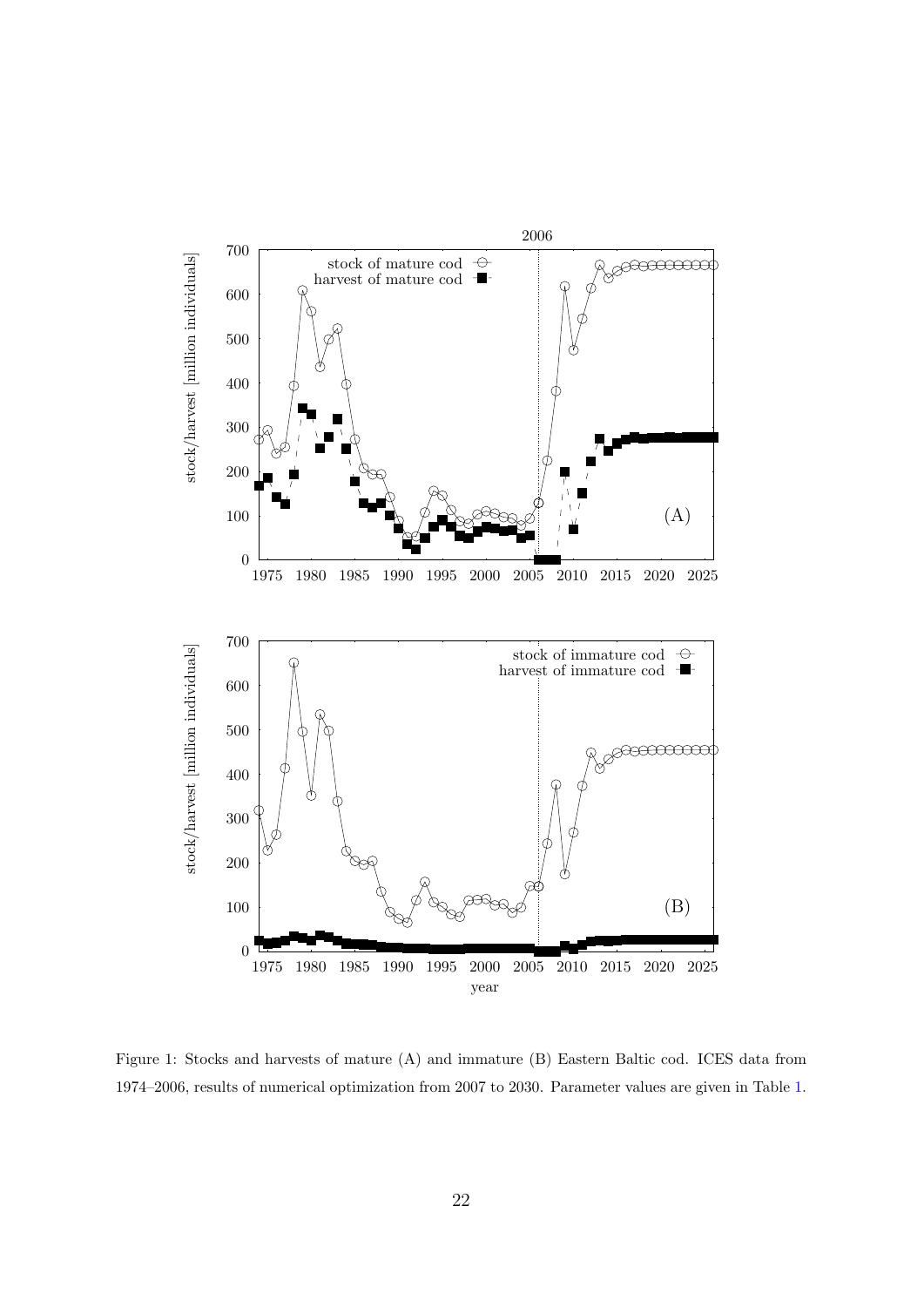Figure 1: Stocks and harvests of mature (A) and immature (B) Eastern Baltic cod. ICES data from 1974–2006, results of numerical optimization from 2007 to 2030. Parameter values are given in Table 1.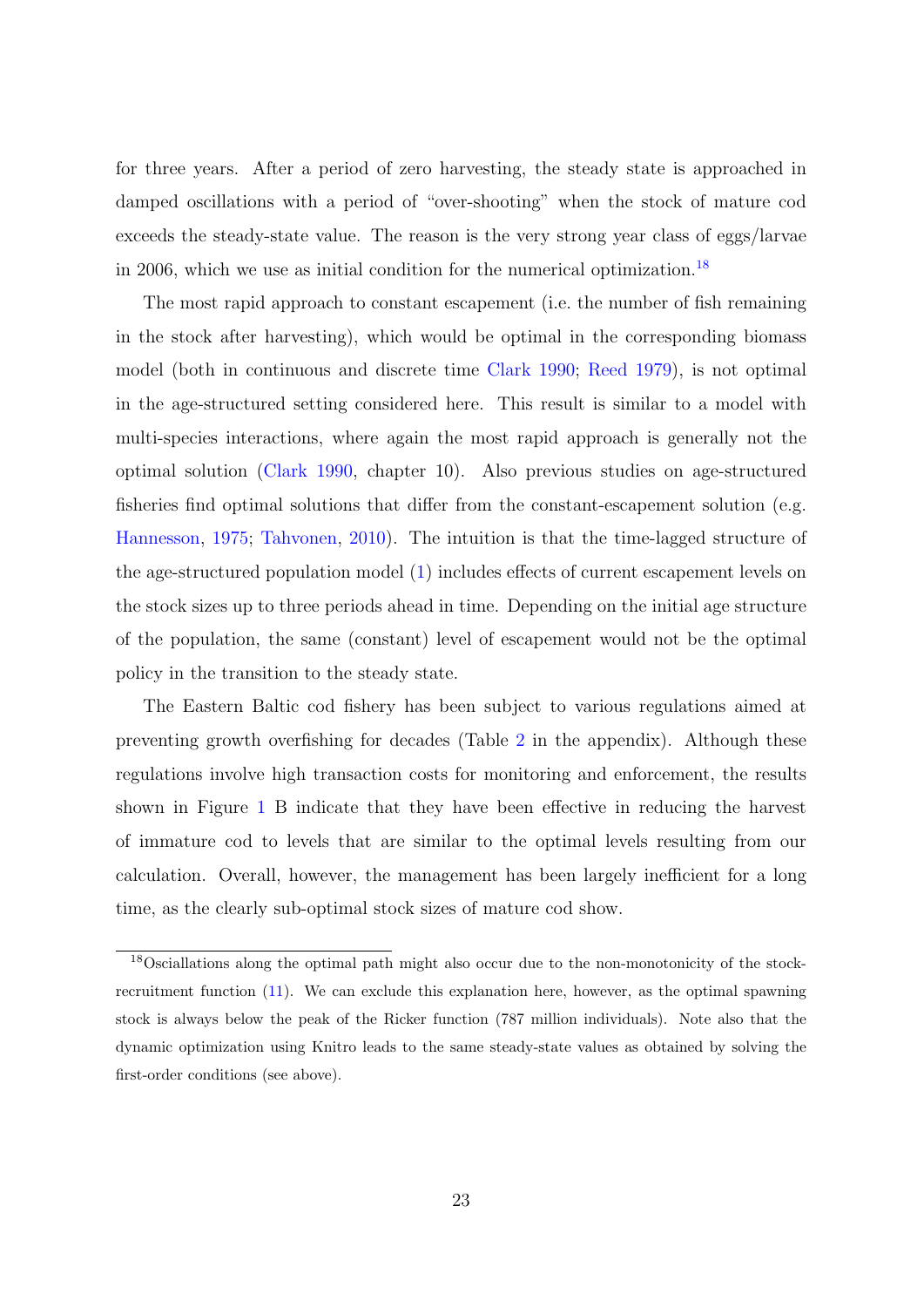for three years. After a period of zero harvesting, the steady state is approached in damped oscillations with a period of "over-shooting" when the stock of mature cod exceeds the steady-state value. The reason is the very strong year class of eggs/larvae in 2006, which we use as initial condition for the numerical optimization.[18]

The most rapid approach to constant escapement (i.e. the number of fish remaining in the stock after harvesting), which would be optimal in the corresponding biomass model (both in continuous and discrete time Clark 1990; Reed 1979), is not optimal in the age-structured setting considered here. This result is similar to a model with multi-species interactions, where again the most rapid approach is generally not the optimal solution (Clark 1990, chapter 10). Also previous studies on age-structured fisheries find optimal solutions that differ from the constant-escapement solution (e.g. Hannesson, 1975; Tahvonen, 2010). The intuition is that the time-lagged structure of the age-structured population model (1) includes effects of current escapement levels on the stock sizes up to three periods ahead in time. Depending on the initial age structure of the population, the same (constant) level of escapement would not be the optimal policy in the transition to the steady state.

The Eastern Baltic cod fishery has been subject to various regulations aimed at preventing growth overfishing for decades (Table 2 in the appendix). Although these regulations involve high transaction costs for monitoring and enforcement, the results shown in Figure 1 B indicate that they have been effective in reducing the harvest of immature cod to levels that are similar to the optimal levels resulting from our calculation. Overall, however, the management has been largely inefficient for a long time, as the clearly sub-optimal stock sizes of mature cod show.

---

[18] Oscillations along the optimal path might also occur due to the non-monotonicity of the stock-recruitment function (11). We can exclude this explanation here, however, as the optimal spawning stock is always below the peak of the Ricker function (787 million individuals). Note also that the dynamic optimization using Knitro leads to the same steady-state values as obtained by solving the first-order conditions (see above).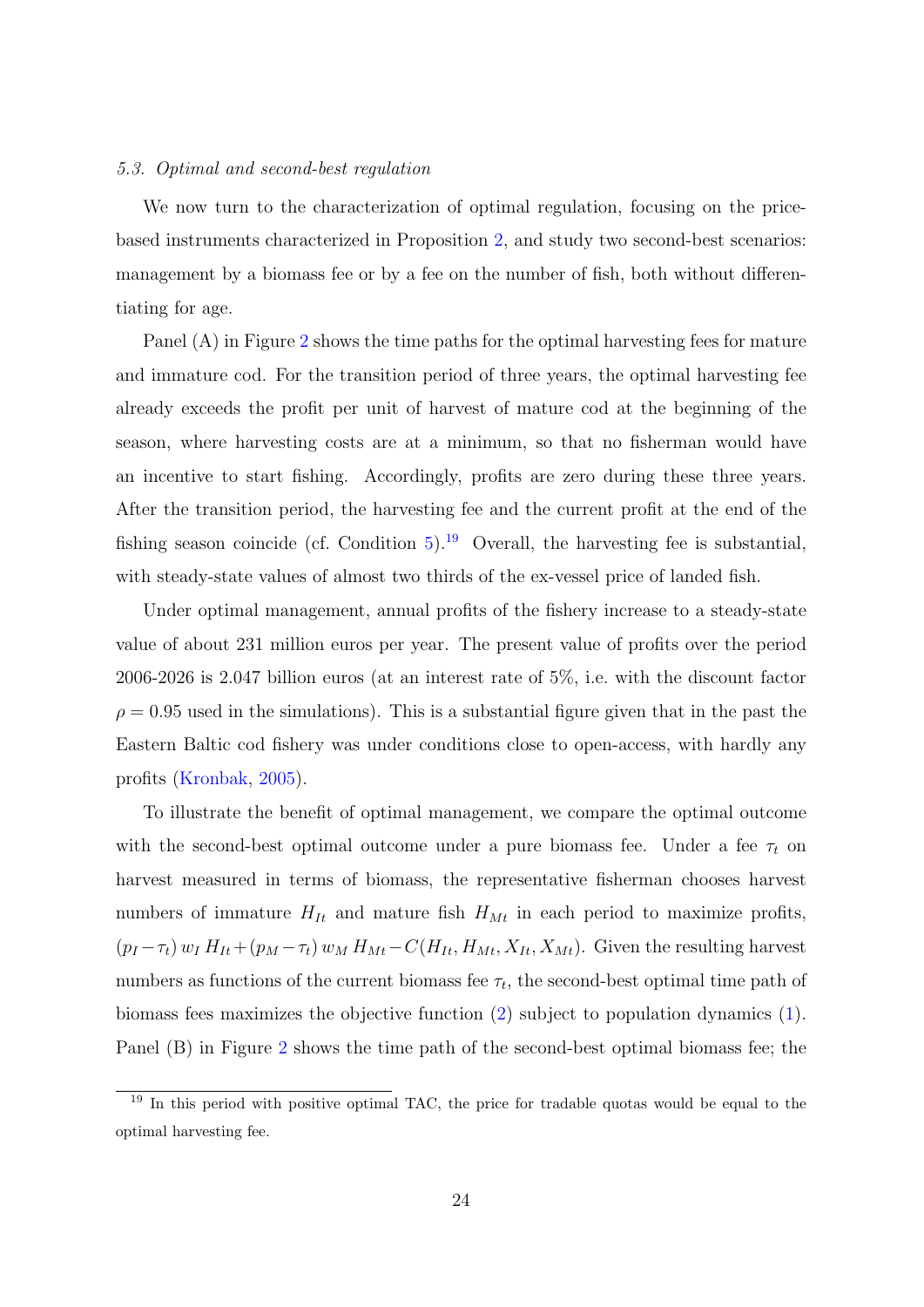### 5.3. Optimal and second-best regulation

We now turn to the characterization of optimal regulation, focusing on the price-based instruments characterized in Proposition 2, and study two second-best scenarios: management by a biomass fee or by a fee on the number of fish, both without differentiating for age.

Panel (A) in Figure 2 shows the time paths for the optimal harvesting fees for mature and immature cod. For the transition period of three years, the optimal harvesting fee already exceeds the profit per unit of harvest of mature cod at the beginning of the season, where harvesting costs are at a minimum, so that no fisherman would have an incentive to start fishing. Accordingly, profits are zero during these three years. After the transition period, the harvesting fee and the current profit at the end of the fishing season coincide (cf. Condition 5).[19] Overall, the harvesting fee is substantial, with steady-state values of almost two thirds of the ex-vessel price of landed fish.

Under optimal management, annual profits of the fishery increase to a steady-state value of about 231 million euros per year. The present value of profits over the period 2006-2026 is 2.047 billion euros (at an interest rate of 5%, i.e. with the discount factor $\rho = 0.95$ used in the simulations). This is a substantial figure given that in the past the Eastern Baltic cod fishery was under conditions close to open-access, with hardly any profits (Kronbak, 2005).

To illustrate the benefit of optimal management, we compare the optimal outcome with the second-best optimal outcome under a pure biomass fee. Under a fee $\tau_t$ on harvest measured in terms of biomass, the representative fisherman chooses harvest numbers of immature $H_{It}$ and mature fish $H_{Mt}$ in each period to maximize profits, $(p_I - \tau_t)\, w_I\, H_{It} + (p_M - \tau_t)\, w_M\, H_{Mt} - C(H_{It}, H_{Mt}, X_{It}, X_{Mt})$. Given the resulting harvest numbers as functions of the current biomass fee $\tau_t$, the second-best optimal time path of biomass fees maximizes the objective function (2) subject to population dynamics (1). Panel (B) in Figure 2 shows the time path of the second-best optimal biomass fee; the

[19] In this period with positive optimal TAC, the price for tradable quotas would be equal to the optimal harvesting fee.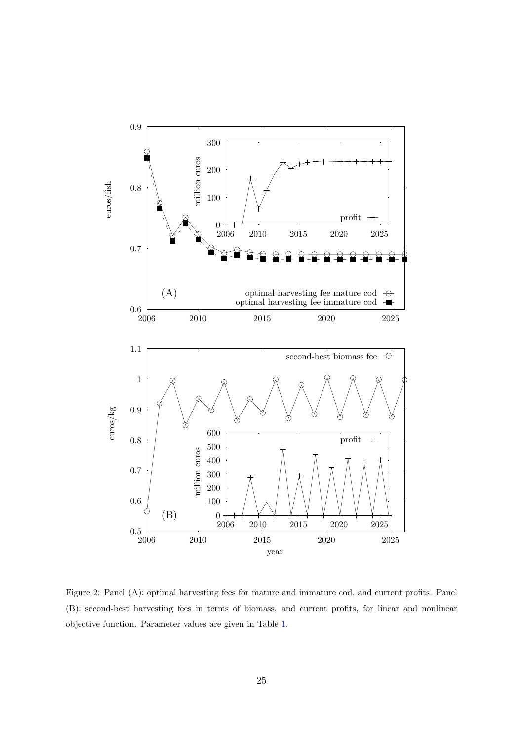Figure 2: Panel (A): optimal harvesting fees for mature and immature cod, and current profits. Panel (B): second-best harvesting fees in terms of biomass, and current profits, for linear and nonlinear objective function. Parameter values are given in Table 1.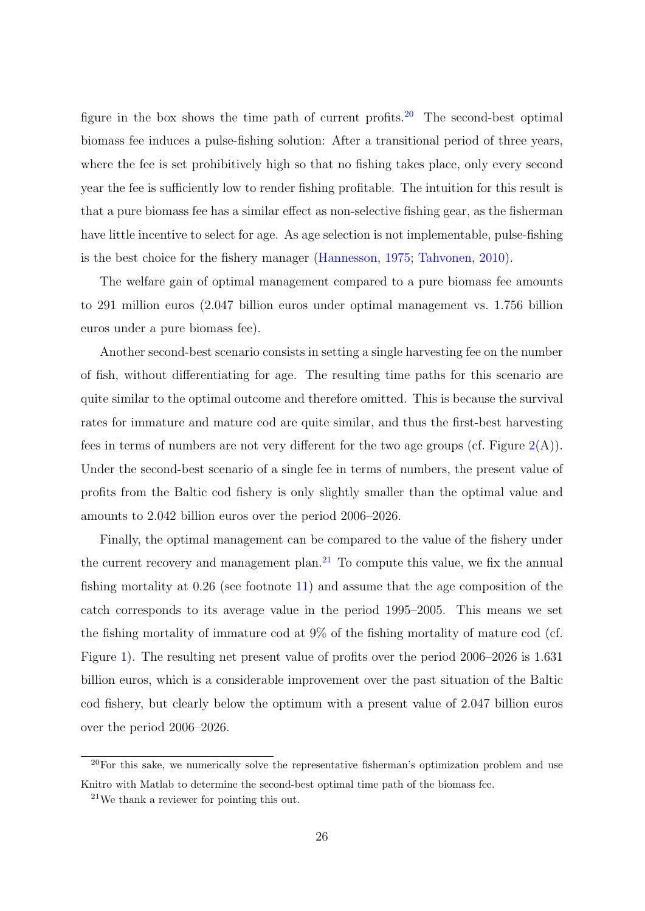figure in the box shows the time path of current profits.[20] The second-best optimal biomass fee induces a pulse-fishing solution: After a transitional period of three years, where the fee is set prohibitively high so that no fishing takes place, only every second year the fee is sufficiently low to render fishing profitable. The intuition for this result is that a pure biomass fee has a similar effect as non-selective fishing gear, as the fisherman have little incentive to select for age. As age selection is not implementable, pulse-fishing is the best choice for the fishery manager (Hannesson, 1975; Tahvonen, 2010).

The welfare gain of optimal management compared to a pure biomass fee amounts to 291 million euros (2.047 billion euros under optimal management vs. 1.756 billion euros under a pure biomass fee).

Another second-best scenario consists in setting a single harvesting fee on the number of fish, without differentiating for age. The resulting time paths for this scenario are quite similar to the optimal outcome and therefore omitted. This is because the survival rates for immature and mature cod are quite similar, and thus the first-best harvesting fees in terms of numbers are not very different for the two age groups (cf. Figure 2(A)). Under the second-best scenario of a single fee in terms of numbers, the present value of profits from the Baltic cod fishery is only slightly smaller than the optimal value and amounts to 2.042 billion euros over the period 2006–2026.

Finally, the optimal management can be compared to the value of the fishery under the current recovery and management plan.[21] To compute this value, we fix the annual fishing mortality at 0.26 (see footnote 11) and assume that the age composition of the catch corresponds to its average value in the period 1995–2005. This means we set the fishing mortality of immature cod at 9% of the fishing mortality of mature cod (cf. Figure 1). The resulting net present value of profits over the period 2006–2026 is 1.631 billion euros, which is a considerable improvement over the past situation of the Baltic cod fishery, but clearly below the optimum with a present value of 2.047 billion euros over the period 2006–2026.

---

[20] For this sake, we numerically solve the representative fisherman's optimization problem and use Knitro with Matlab to determine the second-best optimal time path of the biomass fee.

[21] We thank a reviewer for pointing this out.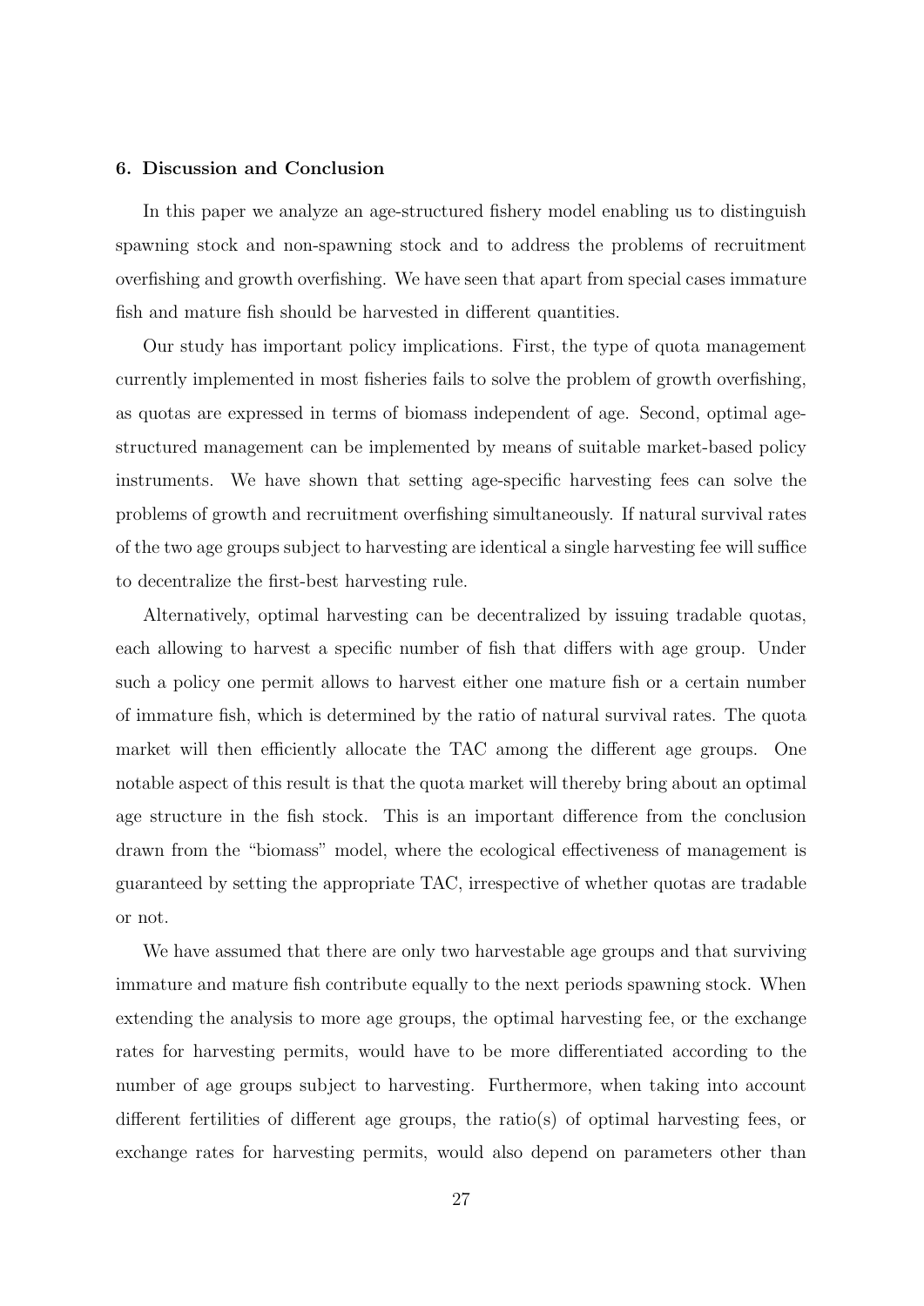## 6. Discussion and Conclusion

In this paper we analyze an age-structured fishery model enabling us to distinguish spawning stock and non-spawning stock and to address the problems of recruitment overfishing and growth overfishing. We have seen that apart from special cases immature fish and mature fish should be harvested in different quantities.

Our study has important policy implications. First, the type of quota management currently implemented in most fisheries fails to solve the problem of growth overfishing, as quotas are expressed in terms of biomass independent of age. Second, optimal age-structured management can be implemented by means of suitable market-based policy instruments. We have shown that setting age-specific harvesting fees can solve the problems of growth and recruitment overfishing simultaneously. If natural survival rates of the two age groups subject to harvesting are identical a single harvesting fee will suffice to decentralize the first-best harvesting rule.

Alternatively, optimal harvesting can be decentralized by issuing tradable quotas, each allowing to harvest a specific number of fish that differs with age group. Under such a policy one permit allows to harvest either one mature fish or a certain number of immature fish, which is determined by the ratio of natural survival rates. The quota market will then efficiently allocate the TAC among the different age groups. One notable aspect of this result is that the quota market will thereby bring about an optimal age structure in the fish stock. This is an important difference from the conclusion drawn from the "biomass" model, where the ecological effectiveness of management is guaranteed by setting the appropriate TAC, irrespective of whether quotas are tradable or not.

We have assumed that there are only two harvestable age groups and that surviving immature and mature fish contribute equally to the next periods spawning stock. When extending the analysis to more age groups, the optimal harvesting fee, or the exchange rates for harvesting permits, would have to be more differentiated according to the number of age groups subject to harvesting. Furthermore, when taking into account different fertilities of different age groups, the ratio(s) of optimal harvesting fees, or exchange rates for harvesting permits, would also depend on parameters other than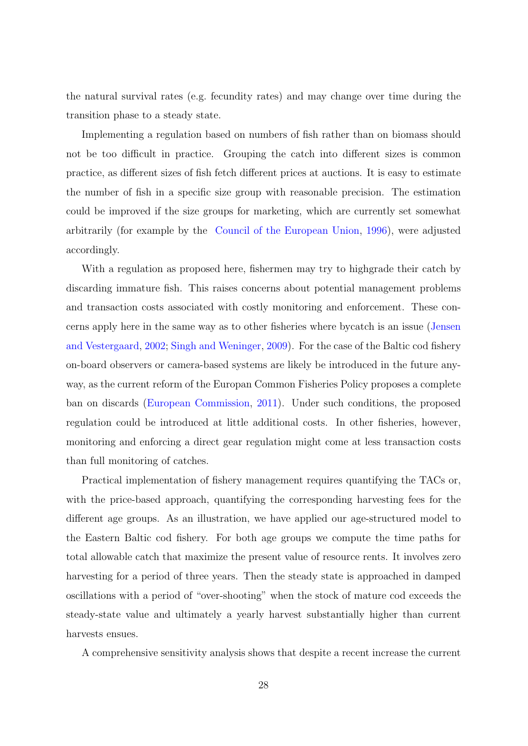the natural survival rates (e.g. fecundity rates) and may change over time during the transition phase to a steady state.

Implementing a regulation based on numbers of fish rather than on biomass should not be too difficult in practice. Grouping the catch into different sizes is common practice, as different sizes of fish fetch different prices at auctions. It is easy to estimate the number of fish in a specific size group with reasonable precision. The estimation could be improved if the size groups for marketing, which are currently set somewhat arbitrarily (for example by the Council of the European Union, 1996), were adjusted accordingly.

With a regulation as proposed here, fishermen may try to highgrade their catch by discarding immature fish. This raises concerns about potential management problems and transaction costs associated with costly monitoring and enforcement. These concerns apply here in the same way as to other fisheries where bycatch is an issue (Jensen and Vestergaard, 2002; Singh and Weninger, 2009). For the case of the Baltic cod fishery on-board observers or camera-based systems are likely be introduced in the future anyway, as the current reform of the Europan Common Fisheries Policy proposes a complete ban on discards (European Commission, 2011). Under such conditions, the proposed regulation could be introduced at little additional costs. In other fisheries, however, monitoring and enforcing a direct gear regulation might come at less transaction costs than full monitoring of catches.

Practical implementation of fishery management requires quantifying the TACs or, with the price-based approach, quantifying the corresponding harvesting fees for the different age groups. As an illustration, we have applied our age-structured model to the Eastern Baltic cod fishery. For both age groups we compute the time paths for total allowable catch that maximize the present value of resource rents. It involves zero harvesting for a period of three years. Then the steady state is approached in damped oscillations with a period of "over-shooting" when the stock of mature cod exceeds the steady-state value and ultimately a yearly harvest substantially higher than current harvests ensues.

A comprehensive sensitivity analysis shows that despite a recent increase the current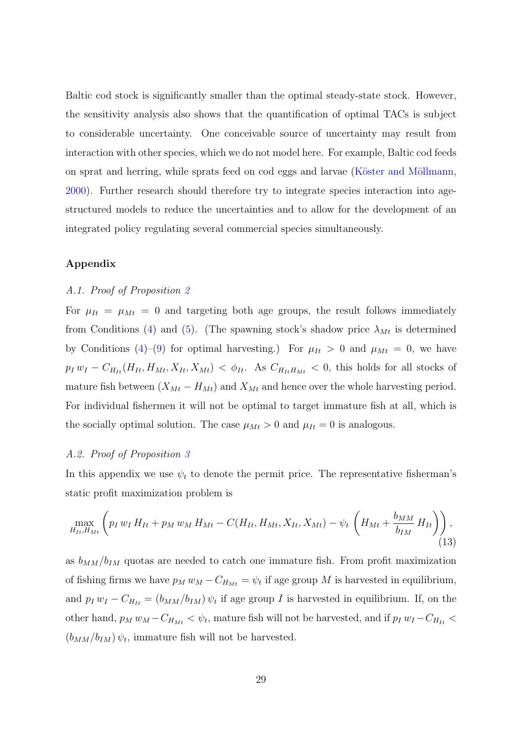Baltic cod stock is significantly smaller than the optimal steady-state stock. However, the sensitivity analysis also shows that the quantification of optimal TACs is subject to considerable uncertainty. One conceivable source of uncertainty may result from interaction with other species, which we do not model here. For example, Baltic cod feeds on sprat and herring, while sprats feed on cod eggs and larvae (Köster and Möllmann, 2000). Further research should therefore try to integrate species interaction into age-structured models to reduce the uncertainties and to allow for the development of an integrated policy regulating several commercial species simultaneously.

## Appendix

### *A.1. Proof of Proposition 2*

For $\mu_{It} = \mu_{Mt} = 0$ and targeting both age groups, the result follows immediately from Conditions (4) and (5). (The spawning stock's shadow price $\lambda_{Mt}$ is determined by Conditions (4)–(9) for optimal harvesting.) For $\mu_{It} > 0$ and $\mu_{Mt} = 0$, we have $p_I\, w_I - C_{H_{It}}(H_{It}, H_{Mt}, X_{It}, X_{Mt}) < \phi_{It}$. As $C_{H_{It}H_{Mt}} < 0$, this holds for all stocks of mature fish between $(X_{Mt} - H_{Mt})$ and $X_{Mt}$ and hence over the whole harvesting period. For individual fishermen it will not be optimal to target immature fish at all, which is the socially optimal solution. The case $\mu_{Mt} > 0$ and $\mu_{It} = 0$ is analogous.

### *A.2. Proof of Proposition 3*

In this appendix we use $\psi_t$ to denote the permit price. The representative fisherman's static profit maximization problem is

$$\max_{H_{It}, H_{Mt}} \left( p_I\, w_I\, H_{It} + p_M\, w_M\, H_{Mt} - C(H_{It}, H_{Mt}, X_{It}, X_{Mt}) - \psi_t \left( H_{Mt} + \frac{b_{MM}}{b_{IM}}\, H_{It} \right) \right), \tag{13}$$

as $b_{MM}/b_{IM}$ quotas are needed to catch one immature fish. From profit maximization of fishing firms we have $p_M\, w_M - C_{H_{Mt}} = \psi_t$ if age group $M$ is harvested in equilibrium, and $p_I\, w_I - C_{H_{It}} = (b_{MM}/b_{IM})\, \psi_t$ if age group $I$ is harvested in equilibrium. If, on the other hand, $p_M\, w_M - C_{H_{Mt}} < \psi_t$, mature fish will not be harvested, and if $p_I\, w_I - C_{H_{It}} < (b_{MM}/b_{IM})\, \psi_t$, immature fish will not be harvested.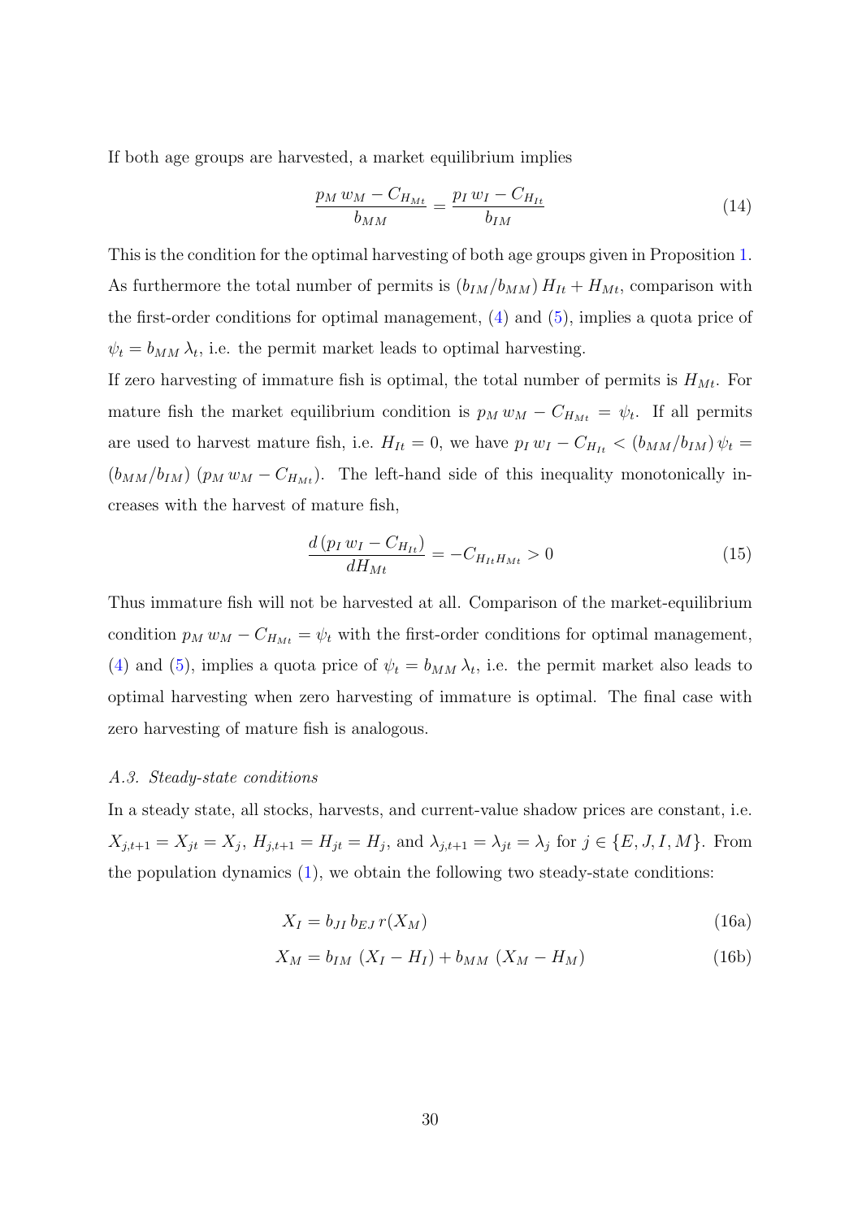If both age groups are harvested, a market equilibrium implies

$$\frac{p_M\, w_M - C_{H_{Mt}}}{b_{MM}} = \frac{p_I\, w_I - C_{H_{It}}}{b_{IM}} \tag{14}$$

This is the condition for the optimal harvesting of both age groups given in Proposition 1. As furthermore the total number of permits is $(b_{IM}/b_{MM})\, H_{It} + H_{Mt}$, comparison with the first-order conditions for optimal management, (4) and (5), implies a quota price of $\psi_t = b_{MM}\, \lambda_t$, i.e. the permit market leads to optimal harvesting.

If zero harvesting of immature fish is optimal, the total number of permits is $H_{Mt}$. For mature fish the market equilibrium condition is $p_M\, w_M - C_{H_{Mt}} = \psi_t$. If all permits are used to harvest mature fish, i.e. $H_{It} = 0$, we have $p_I\, w_I - C_{H_{It}} < (b_{MM}/b_{IM})\, \psi_t = (b_{MM}/b_{IM})\, (p_M\, w_M - C_{H_{Mt}})$. The left-hand side of this inequality monotonically increases with the harvest of mature fish,

$$\frac{d\,(p_I\, w_I - C_{H_{It}})}{dH_{Mt}} = -C_{H_{It}H_{Mt}} > 0 \tag{15}$$

Thus immature fish will not be harvested at all. Comparison of the market-equilibrium condition $p_M\, w_M - C_{H_{Mt}} = \psi_t$ with the first-order conditions for optimal management, (4) and (5), implies a quota price of $\psi_t = b_{MM}\, \lambda_t$, i.e. the permit market also leads to optimal harvesting when zero harvesting of immature is optimal. The final case with zero harvesting of mature fish is analogous.

### *A.3. Steady-state conditions*

In a steady state, all stocks, harvests, and current-value shadow prices are constant, i.e. $X_{j,t+1} = X_{jt} = X_j$, $H_{j,t+1} = H_{jt} = H_j$, and $\lambda_{j,t+1} = \lambda_{jt} = \lambda_j$ for $j \in \{E, J, I, M\}$. From the population dynamics (1), we obtain the following two steady-state conditions:

$$X_I = b_{JI}\, b_{EJ}\, r(X_M) \tag{16a}$$

$$X_M = b_{IM}\, (X_I - H_I) + b_{MM}\, (X_M - H_M) \tag{16b}$$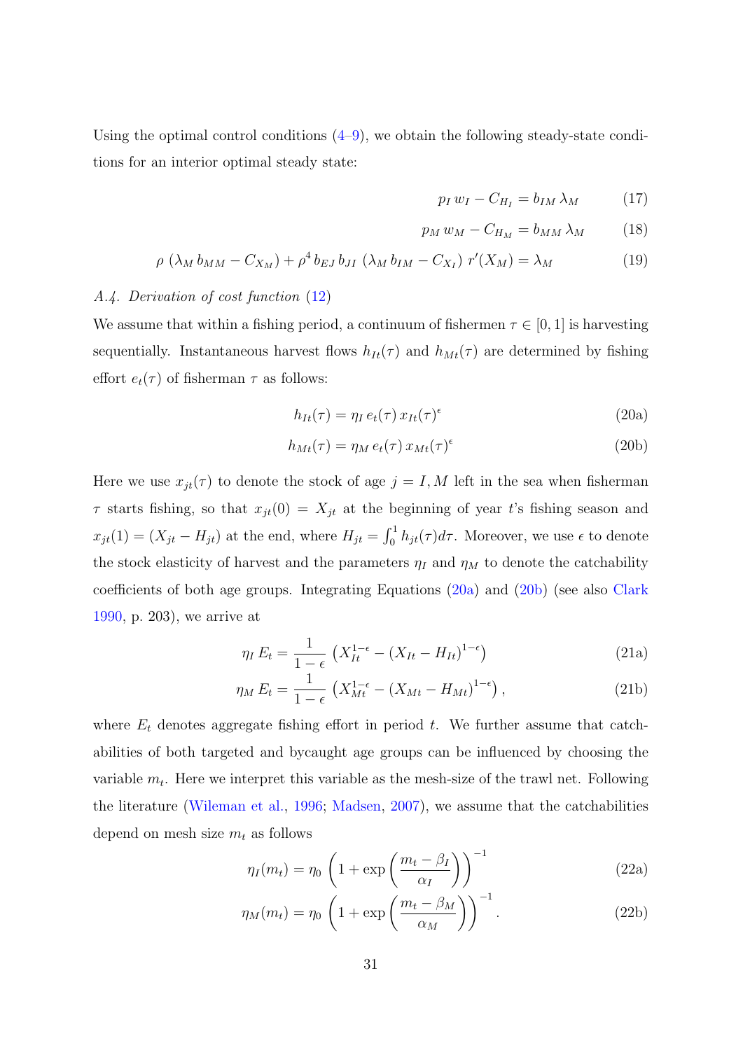Using the optimal control conditions (4–9), we obtain the following steady-state conditions for an interior optimal steady state:

$$p_I\, w_I - C_{H_I} = b_{IM}\, \lambda_M \tag{17}$$

$$p_M\, w_M - C_{H_M} = b_{MM}\, \lambda_M \tag{18}$$

$$\rho\, \left(\lambda_M\, b_{MM} - C_{X_M}\right) + \rho^4\, b_{EJ}\, b_{JI}\, \left(\lambda_M\, b_{IM} - C_{X_I}\right)\, r'(X_M) = \lambda_M \tag{19}$$

*A.4. Derivation of cost function (12)*

We assume that within a fishing period, a continuum of fishermen $\tau \in [0, 1]$ is harvesting sequentially. Instantaneous harvest flows $h_{It}(\tau)$ and $h_{Mt}(\tau)$ are determined by fishing effort $e_t(\tau)$ of fisherman $\tau$ as follows:

$$h_{It}(\tau) = \eta_I\, e_t(\tau)\, x_{It}(\tau)^{\epsilon} \tag{20a}$$

$$h_{Mt}(\tau) = \eta_M\, e_t(\tau)\, x_{Mt}(\tau)^{\epsilon} \tag{20b}$$

Here we use $x_{jt}(\tau)$ to denote the stock of age $j = I, M$ left in the sea when fisherman $\tau$ starts fishing, so that $x_{jt}(0) = X_{jt}$ at the beginning of year $t$'s fishing season and $x_{jt}(1) = (X_{jt} - H_{jt})$ at the end, where $H_{jt} = \int_0^1 h_{jt}(\tau) d\tau$. Moreover, we use $\epsilon$ to denote the stock elasticity of harvest and the parameters $\eta_I$ and $\eta_M$ to denote the catchability coefficients of both age groups. Integrating Equations (20a) and (20b) (see also Clark 1990, p. 203), we arrive at

$$\eta_I\, E_t = \frac{1}{1-\epsilon}\, \left(X_{It}^{1-\epsilon} - (X_{It} - H_{It})^{1-\epsilon}\right) \tag{21a}$$

$$\eta_M\, E_t = \frac{1}{1-\epsilon}\, \left(X_{Mt}^{1-\epsilon} - (X_{Mt} - H_{Mt})^{1-\epsilon}\right), \tag{21b}$$

where $E_t$ denotes aggregate fishing effort in period $t$. We further assume that catchabilities of both targeted and bycaught age groups can be influenced by choosing the variable $m_t$. Here we interpret this variable as the mesh-size of the trawl net. Following the literature (Wileman et al., 1996; Madsen, 2007), we assume that the catchabilities depend on mesh size $m_t$ as follows

$$\eta_I(m_t) = \eta_0\, \left(1 + \exp\left(\frac{m_t - \beta_I}{\alpha_I}\right)\right)^{-1} \tag{22a}$$

$$\eta_M(m_t) = \eta_0\, \left(1 + \exp\left(\frac{m_t - \beta_M}{\alpha_M}\right)\right)^{-1}. \tag{22b}$$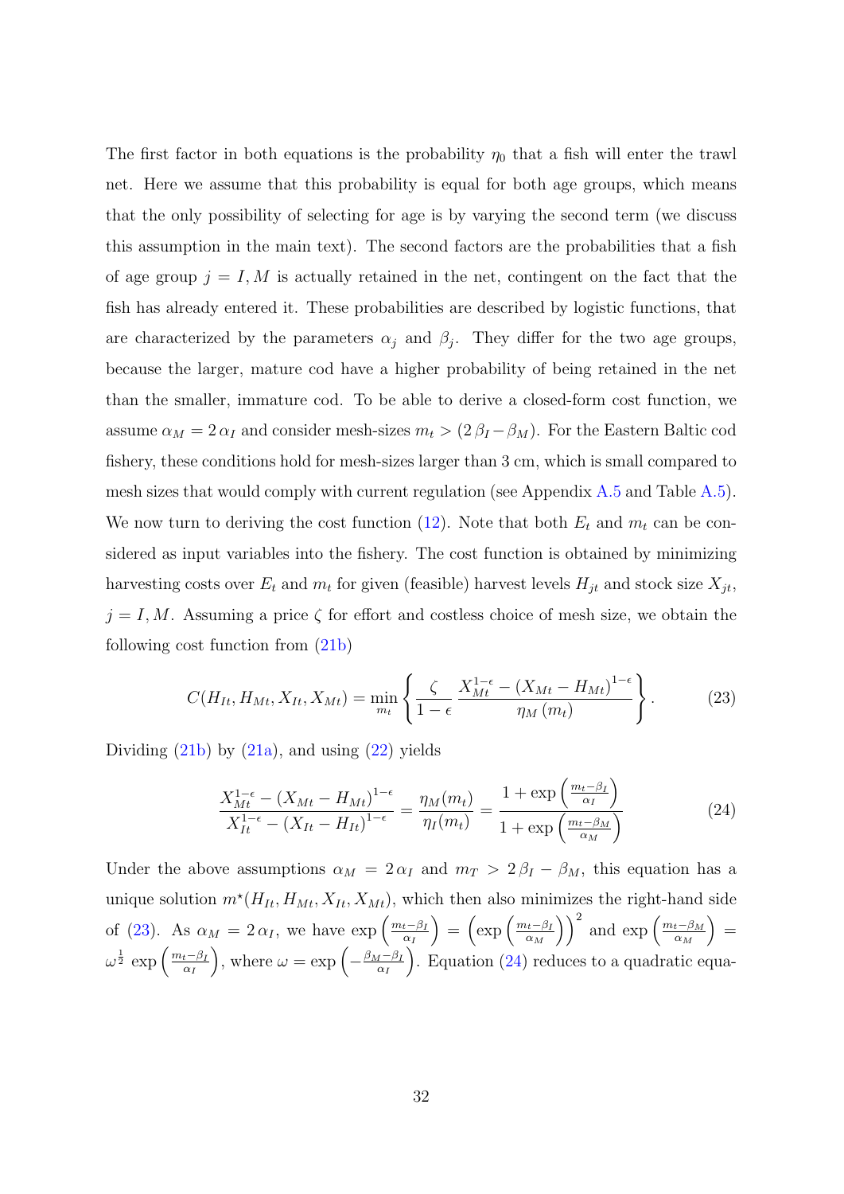The first factor in both equations is the probability $\eta_0$ that a fish will enter the trawl net. Here we assume that this probability is equal for both age groups, which means that the only possibility of selecting for age is by varying the second term (we discuss this assumption in the main text). The second factors are the probabilities that a fish of age group $j = I, M$ is actually retained in the net, contingent on the fact that the fish has already entered it. These probabilities are described by logistic functions, that are characterized by the parameters $\alpha_j$ and $\beta_j$. They differ for the two age groups, because the larger, mature cod have a higher probability of being retained in the net than the smaller, immature cod. To be able to derive a closed-form cost function, we assume $\alpha_M = 2\,\alpha_I$ and consider mesh-sizes $m_t > (2\,\beta_I - \beta_M)$. For the Eastern Baltic cod fishery, these conditions hold for mesh-sizes larger than 3 cm, which is small compared to mesh sizes that would comply with current regulation (see Appendix A.5 and Table A.5). We now turn to deriving the cost function (12). Note that both $E_t$ and $m_t$ can be considered as input variables into the fishery. The cost function is obtained by minimizing harvesting costs over $E_t$ and $m_t$ for given (feasible) harvest levels $H_{jt}$ and stock size $X_{jt}$, $j = I, M$. Assuming a price $\zeta$ for effort and costless choice of mesh size, we obtain the following cost function from (21b)

$$C(H_{It}, H_{Mt}, X_{It}, X_{Mt}) = \min_{m_t} \left\{ \frac{\zeta}{1-\epsilon} \, \frac{X_{Mt}^{1-\epsilon} - \left(X_{Mt} - H_{Mt}\right)^{1-\epsilon}}{\eta_M\left(m_t\right)} \right\}. \tag{23}$$

Dividing (21b) by (21a), and using (22) yields

$$\frac{X_{Mt}^{1-\epsilon} - \left(X_{Mt} - H_{Mt}\right)^{1-\epsilon}}{X_{It}^{1-\epsilon} - \left(X_{It} - H_{It}\right)^{1-\epsilon}} = \frac{\eta_M(m_t)}{\eta_I(m_t)} = \frac{1 + \exp\left(\frac{m_t - \beta_I}{\alpha_I}\right)}{1 + \exp\left(\frac{m_t - \beta_M}{\alpha_M}\right)} \tag{24}$$

Under the above assumptions $\alpha_M = 2\,\alpha_I$ and $m_T > 2\,\beta_I - \beta_M$, this equation has a unique solution $m^\star(H_{It}, H_{Mt}, X_{It}, X_{Mt})$, which then also minimizes the right-hand side of (23). As $\alpha_M = 2\,\alpha_I$, we have $\exp\left(\frac{m_t - \beta_I}{\alpha_I}\right) = \left(\exp\left(\frac{m_t - \beta_I}{\alpha_M}\right)\right)^2$ and $\exp\left(\frac{m_t - \beta_M}{\alpha_M}\right) = \omega^{\frac{1}{2}} \, \exp\left(\frac{m_t - \beta_I}{\alpha_I}\right)$, where $\omega = \exp\left(-\frac{\beta_M - \beta_I}{\alpha_I}\right)$. Equation (24) reduces to a quadratic equa-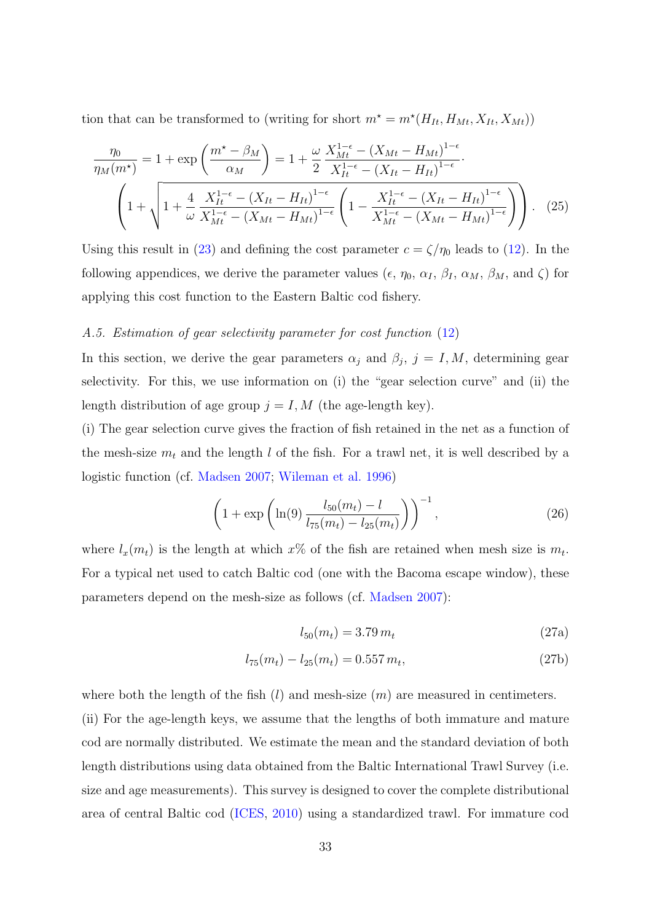tion that can be transformed to (writing for short $m^\star = m^\star(H_{It}, H_{Mt}, X_{It}, X_{Mt})$)

$$
\frac{\eta_0}{\eta_M(m^\star)} = 1 + \exp\left(\frac{m^\star - \beta_M}{\alpha_M}\right) = 1 + \frac{\omega}{2}\,\frac{X_{Mt}^{1-\epsilon} - (X_{Mt} - H_{Mt})^{1-\epsilon}}{X_{It}^{1-\epsilon} - (X_{It} - H_{It})^{1-\epsilon}} \cdot \left(1 + \sqrt{1 + \frac{4}{\omega}\,\frac{X_{It}^{1-\epsilon} - (X_{It} - H_{It})^{1-\epsilon}}{X_{Mt}^{1-\epsilon} - (X_{Mt} - H_{Mt})^{1-\epsilon}}\left(1 - \frac{X_{It}^{1-\epsilon} - (X_{It} - H_{It})^{1-\epsilon}}{X_{Mt}^{1-\epsilon} - (X_{Mt} - H_{Mt})^{1-\epsilon}}\right)}\right). \quad (25)
$$

Using this result in (23) and defining the cost parameter $c = \zeta/\eta_0$ leads to (12). In the following appendices, we derive the parameter values ($\epsilon$, $\eta_0$, $\alpha_I$, $\beta_I$, $\alpha_M$, $\beta_M$, and $\zeta$) for applying this cost function to the Eastern Baltic cod fishery.

### *A.5. Estimation of gear selectivity parameter for cost function (12)*

In this section, we derive the gear parameters $\alpha_j$ and $\beta_j$, $j = I, M$, determining gear selectivity. For this, we use information on (i) the "gear selection curve" and (ii) the length distribution of age group $j = I, M$ (the age-length key).

(i) The gear selection curve gives the fraction of fish retained in the net as a function of the mesh-size $m_t$ and the length $l$ of the fish. For a trawl net, it is well described by a logistic function (cf. Madsen 2007; Wileman et al. 1996)

$$
\left(1 + \exp\left(\ln(9)\,\frac{l_{50}(m_t) - l}{l_{75}(m_t) - l_{25}(m_t)}\right)\right)^{-1}, \quad (26)
$$

where $l_x(m_t)$ is the length at which $x$% of the fish are retained when mesh size is $m_t$. For a typical net used to catch Baltic cod (one with the Bacoma escape window), these parameters depend on the mesh-size as follows (cf. Madsen 2007):

$$
l_{50}(m_t) = 3.79\, m_t \quad (27a)
$$

$$
l_{75}(m_t) - l_{25}(m_t) = 0.557\, m_t, \quad (27b)
$$

where both the length of the fish ($l$) and mesh-size ($m$) are measured in centimeters.

(ii) For the age-length keys, we assume that the lengths of both immature and mature cod are normally distributed. We estimate the mean and the standard deviation of both length distributions using data obtained from the Baltic International Trawl Survey (i.e. size and age measurements). This survey is designed to cover the complete distributional area of central Baltic cod (ICES, 2010) using a standardized trawl. For immature cod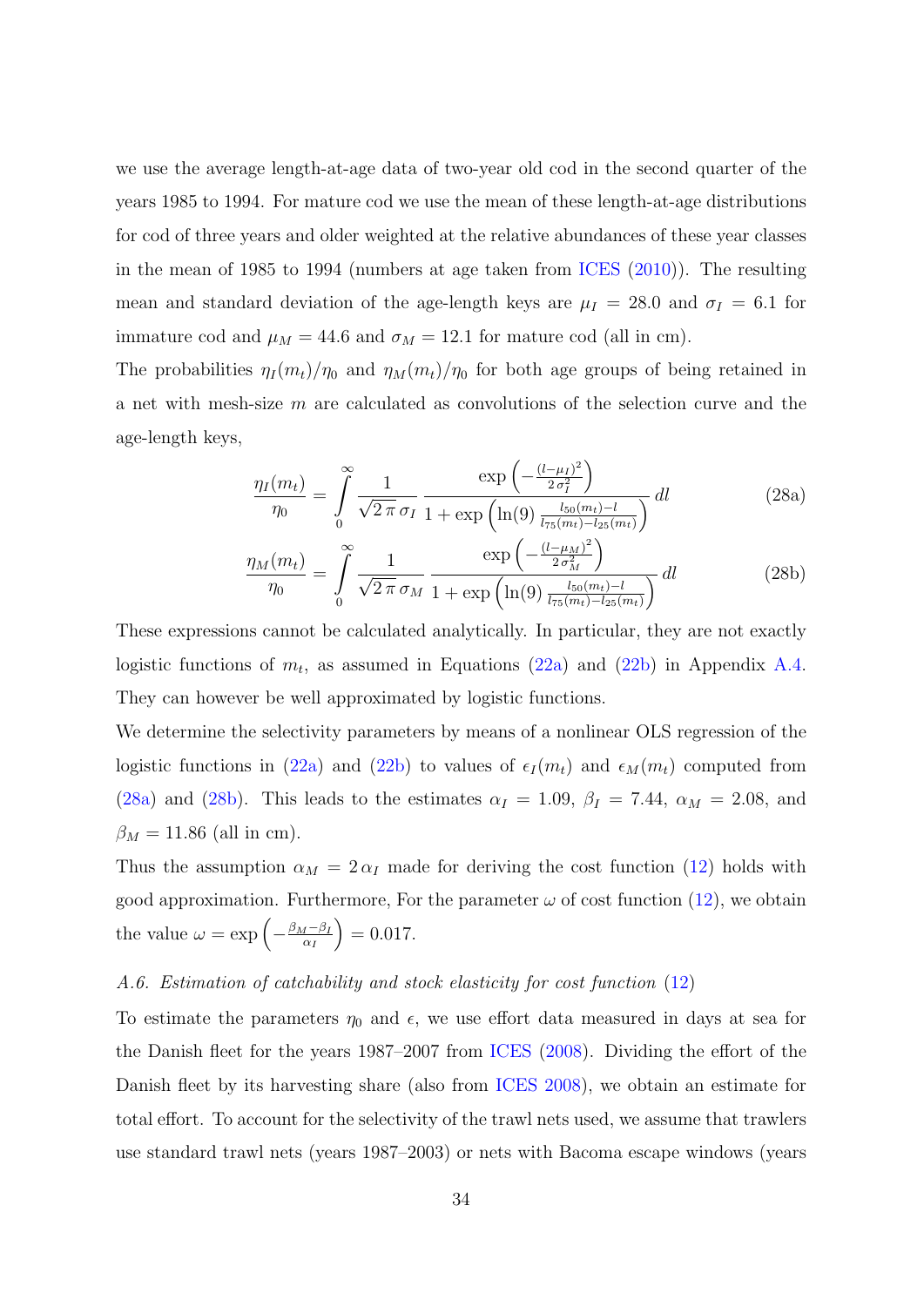we use the average length-at-age data of two-year old cod in the second quarter of the years 1985 to 1994. For mature cod we use the mean of these length-at-age distributions for cod of three years and older weighted at the relative abundances of these year classes in the mean of 1985 to 1994 (numbers at age taken from ICES (2010)). The resulting mean and standard deviation of the age-length keys are $\mu_I = 28.0$ and $\sigma_I = 6.1$ for immature cod and $\mu_M = 44.6$ and $\sigma_M = 12.1$ for mature cod (all in cm).

The probabilities $\eta_I(m_t)/\eta_0$ and $\eta_M(m_t)/\eta_0$ for both age groups of being retained in a net with mesh-size $m$ are calculated as convolutions of the selection curve and the age-length keys,

$$\frac{\eta_I(m_t)}{\eta_0} = \int_0^\infty \frac{1}{\sqrt{2\,\pi}\,\sigma_I} \frac{\exp\left(-\frac{(l-\mu_I)^2}{2\,\sigma_I^2}\right)}{1+\exp\left(\ln(9)\,\frac{l_{50}(m_t)-l}{l_{75}(m_t)-l_{25}(m_t)}\right)}\,dl \tag{28a}$$

$$\frac{\eta_M(m_t)}{\eta_0} = \int_0^\infty \frac{1}{\sqrt{2\,\pi}\,\sigma_M} \frac{\exp\left(-\frac{(l-\mu_M)^2}{2\,\sigma_M^2}\right)}{1+\exp\left(\ln(9)\,\frac{l_{50}(m_t)-l}{l_{75}(m_t)-l_{25}(m_t)}\right)}\,dl \tag{28b}$$

These expressions cannot be calculated analytically. In particular, they are not exactly logistic functions of $m_t$, as assumed in Equations (22a) and (22b) in Appendix A.4. They can however be well approximated by logistic functions.

We determine the selectivity parameters by means of a nonlinear OLS regression of the logistic functions in (22a) and (22b) to values of $\epsilon_I(m_t)$ and $\epsilon_M(m_t)$ computed from (28a) and (28b). This leads to the estimates $\alpha_I = 1.09$, $\beta_I = 7.44$, $\alpha_M = 2.08$, and $\beta_M = 11.86$ (all in cm).

Thus the assumption $\alpha_M = 2\,\alpha_I$ made for deriving the cost function (12) holds with good approximation. Furthermore, For the parameter $\omega$ of cost function (12), we obtain the value $\omega = \exp\left(-\frac{\beta_M-\beta_I}{\alpha_I}\right) = 0.017$.

### *A.6. Estimation of catchability and stock elasticity for cost function (12)*

To estimate the parameters $\eta_0$ and $\epsilon$, we use effort data measured in days at sea for the Danish fleet for the years 1987–2007 from ICES (2008). Dividing the effort of the Danish fleet by its harvesting share (also from ICES 2008), we obtain an estimate for total effort. To account for the selectivity of the trawl nets used, we assume that trawlers use standard trawl nets (years 1987–2003) or nets with Bacoma escape windows (years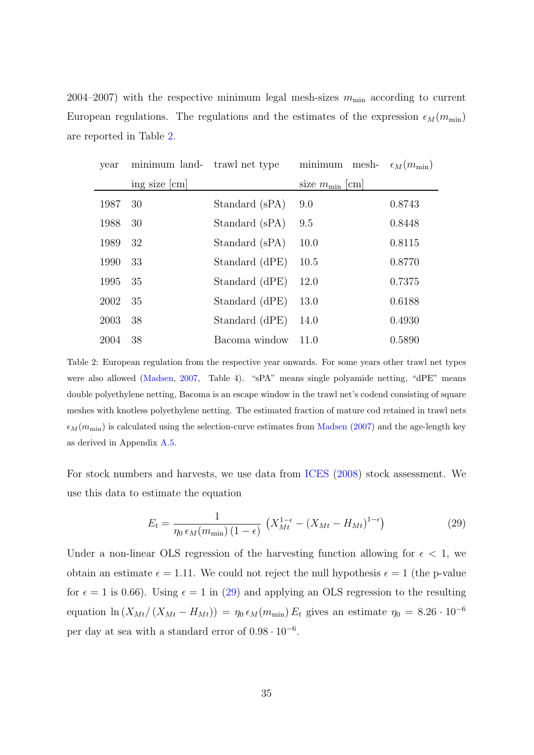2004–2007) with the respective minimum legal mesh-sizes $m_{\min}$ according to current European regulations. The regulations and the estimates of the expression $\epsilon_M(m_{\min})$ are reported in Table 2.

| year | minimum landing size [cm] | trawl net type | minimum mesh-size $m_{\min}$ [cm] | $\epsilon_M(m_{\min})$ |
|---|---|---|---|---|
| 1987 | 30 | Standard (sPA) | 9.0 | 0.8743 |
| 1988 | 30 | Standard (sPA) | 9.5 | 0.8448 |
| 1989 | 32 | Standard (sPA) | 10.0 | 0.8115 |
| 1990 | 33 | Standard (dPE) | 10.5 | 0.8770 |
| 1995 | 35 | Standard (dPE) | 12.0 | 0.7375 |
| 2002 | 35 | Standard (dPE) | 13.0 | 0.6188 |
| 2003 | 38 | Standard (dPE) | 14.0 | 0.4930 |
| 2004 | 38 | Bacoma window | 11.0 | 0.5890 |

Table 2: European regulation from the respective year onwards. For some years other trawl net types were also allowed (Madsen, 2007, Table 4). "sPA" means single polyamide netting, "dPE" means double polyethylene netting, Bacoma is an escape window in the trawl net's codend consisting of square meshes with knotless polyethylene netting. The estimated fraction of mature cod retained in trawl nets $\epsilon_M(m_{\min})$ is calculated using the selection-curve estimates from Madsen (2007) and the age-length key as derived in Appendix A.5.

For stock numbers and harvests, we use data from ICES (2008) stock assessment. We use this data to estimate the equation

$$E_t = \frac{1}{\eta_0\, \epsilon_M(m_{\min})\,(1-\epsilon)}\, \left(X_{Mt}^{1-\epsilon} - (X_{Mt} - H_{Mt})^{1-\epsilon}\right) \tag{29}$$

Under a non-linear OLS regression of the harvesting function allowing for $\epsilon < 1$, we obtain an estimate $\epsilon = 1.11$. We could not reject the null hypothesis $\epsilon = 1$ (the p-value for $\epsilon = 1$ is 0.66). Using $\epsilon = 1$ in (29) and applying an OLS regression to the resulting equation $\ln\left(X_{Mt}/\left(X_{Mt} - H_{Mt}\right)\right) = \eta_0\, \epsilon_M(m_{\min})\, E_t$ gives an estimate $\eta_0 = 8.26 \cdot 10^{-6}$ per day at sea with a standard error of $0.98 \cdot 10^{-6}$.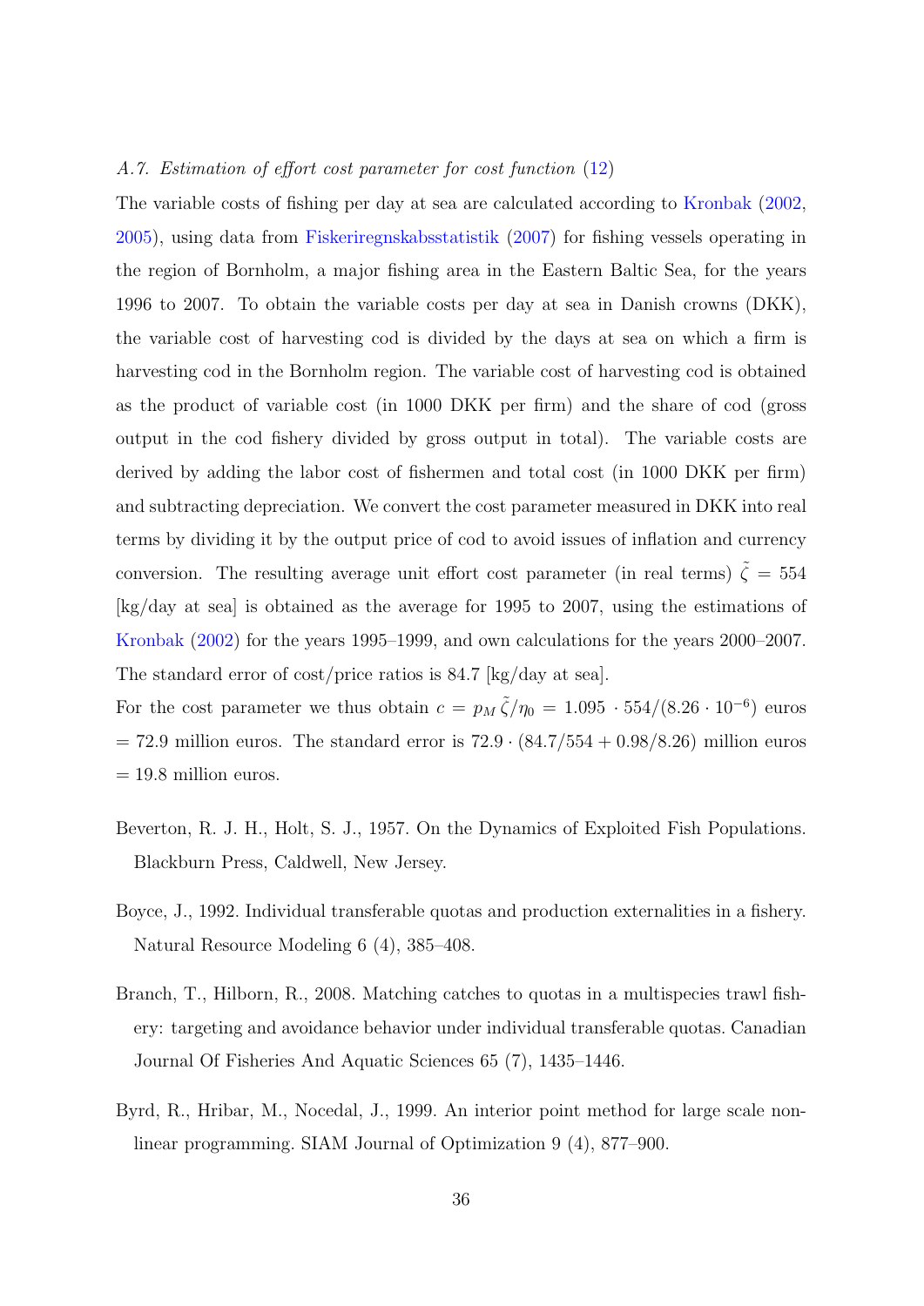### *A.7. Estimation of effort cost parameter for cost function (12)*

The variable costs of fishing per day at sea are calculated according to Kronbak (2002, 2005), using data from Fiskeriregnskabsstatistik (2007) for fishing vessels operating in the region of Bornholm, a major fishing area in the Eastern Baltic Sea, for the years 1996 to 2007. To obtain the variable costs per day at sea in Danish crowns (DKK), the variable cost of harvesting cod is divided by the days at sea on which a firm is harvesting cod in the Bornholm region. The variable cost of harvesting cod is obtained as the product of variable cost (in 1000 DKK per firm) and the share of cod (gross output in the cod fishery divided by gross output in total). The variable costs are derived by adding the labor cost of fishermen and total cost (in 1000 DKK per firm) and subtracting depreciation. We convert the cost parameter measured in DKK into real terms by dividing it by the output price of cod to avoid issues of inflation and currency conversion. The resulting average unit effort cost parameter (in real terms) $\tilde{\zeta} = 554$ [kg/day at sea] is obtained as the average for 1995 to 2007, using the estimations of Kronbak (2002) for the years 1995–1999, and own calculations for the years 2000–2007. The standard error of cost/price ratios is 84.7 [kg/day at sea].

For the cost parameter we thus obtain $c = p_M \tilde{\zeta}/\eta_0 = 1.095 \cdot 554/(8.26 \cdot 10^{-6})$ euros $= 72.9$ million euros. The standard error is $72.9 \cdot (84.7/554 + 0.98/8.26)$ million euros $= 19.8$ million euros.

Beverton, R. J. H., Holt, S. J., 1957. On the Dynamics of Exploited Fish Populations. Blackburn Press, Caldwell, New Jersey.

Boyce, J., 1992. Individual transferable quotas and production externalities in a fishery. Natural Resource Modeling 6 (4), 385–408.

Branch, T., Hilborn, R., 2008. Matching catches to quotas in a multispecies trawl fishery: targeting and avoidance behavior under individual transferable quotas. Canadian Journal Of Fisheries And Aquatic Sciences 65 (7), 1435–1446.

Byrd, R., Hribar, M., Nocedal, J., 1999. An interior point method for large scale nonlinear programming. SIAM Journal of Optimization 9 (4), 877–900.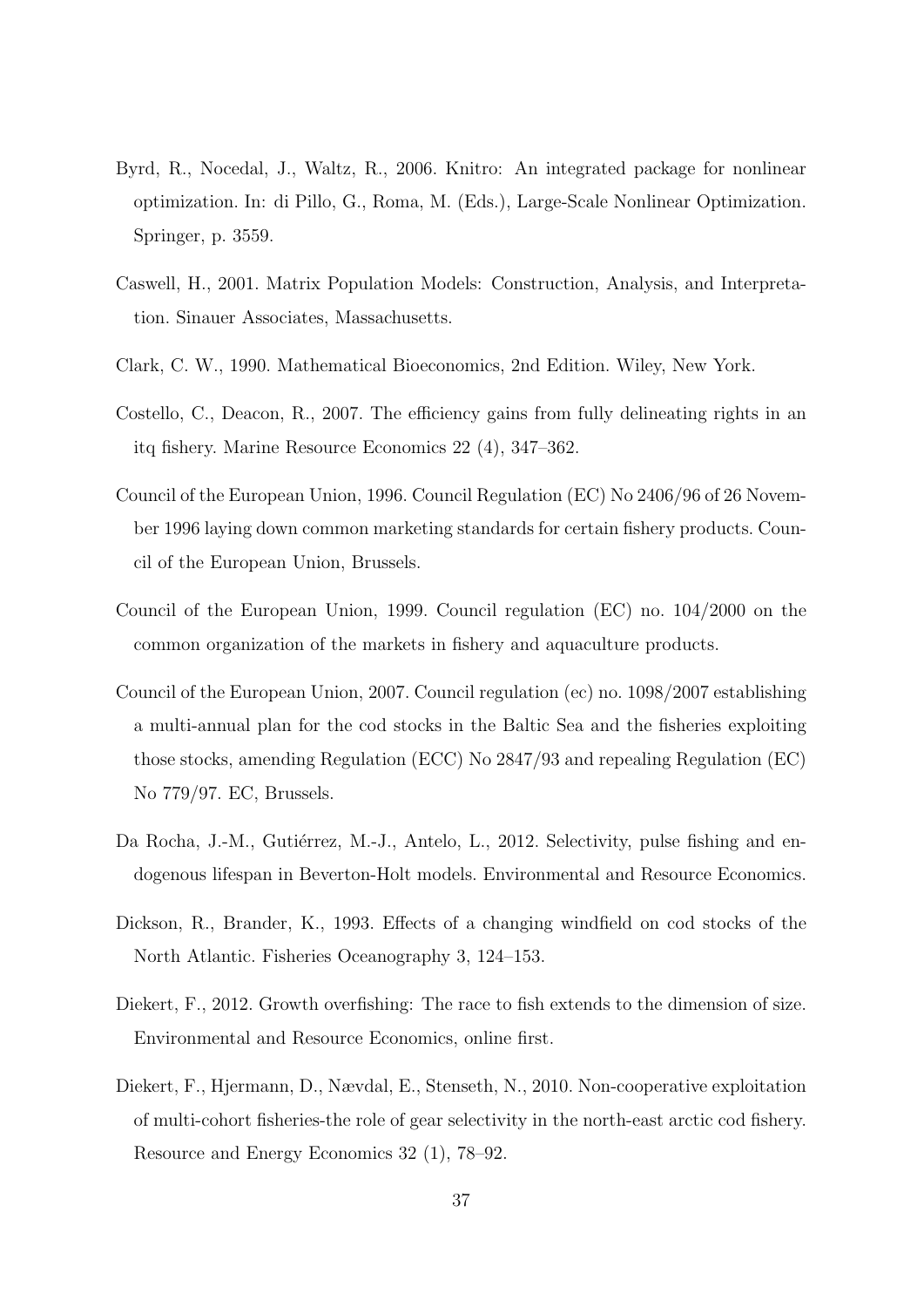Byrd, R., Nocedal, J., Waltz, R., 2006. Knitro: An integrated package for nonlinear optimization. In: di Pillo, G., Roma, M. (Eds.), Large-Scale Nonlinear Optimization. Springer, p. 3559.

Caswell, H., 2001. Matrix Population Models: Construction, Analysis, and Interpretation. Sinauer Associates, Massachusetts.

Clark, C. W., 1990. Mathematical Bioeconomics, 2nd Edition. Wiley, New York.

Costello, C., Deacon, R., 2007. The efficiency gains from fully delineating rights in an itq fishery. Marine Resource Economics 22 (4), 347–362.

Council of the European Union, 1996. Council Regulation (EC) No 2406/96 of 26 November 1996 laying down common marketing standards for certain fishery products. Council of the European Union, Brussels.

Council of the European Union, 1999. Council regulation (EC) no. 104/2000 on the common organization of the markets in fishery and aquaculture products.

Council of the European Union, 2007. Council regulation (ec) no. 1098/2007 establishing a multi-annual plan for the cod stocks in the Baltic Sea and the fisheries exploiting those stocks, amending Regulation (ECC) No 2847/93 and repealing Regulation (EC) No 779/97. EC, Brussels.

Da Rocha, J.-M., Gutiérrez, M.-J., Antelo, L., 2012. Selectivity, pulse fishing and endogenous lifespan in Beverton-Holt models. Environmental and Resource Economics.

Dickson, R., Brander, K., 1993. Effects of a changing windfield on cod stocks of the North Atlantic. Fisheries Oceanography 3, 124–153.

Diekert, F., 2012. Growth overfishing: The race to fish extends to the dimension of size. Environmental and Resource Economics, online first.

Diekert, F., Hjermann, D., Nævdal, E., Stenseth, N., 2010. Non-cooperative exploitation of multi-cohort fisheries-the role of gear selectivity in the north-east arctic cod fishery. Resource and Energy Economics 32 (1), 78–92.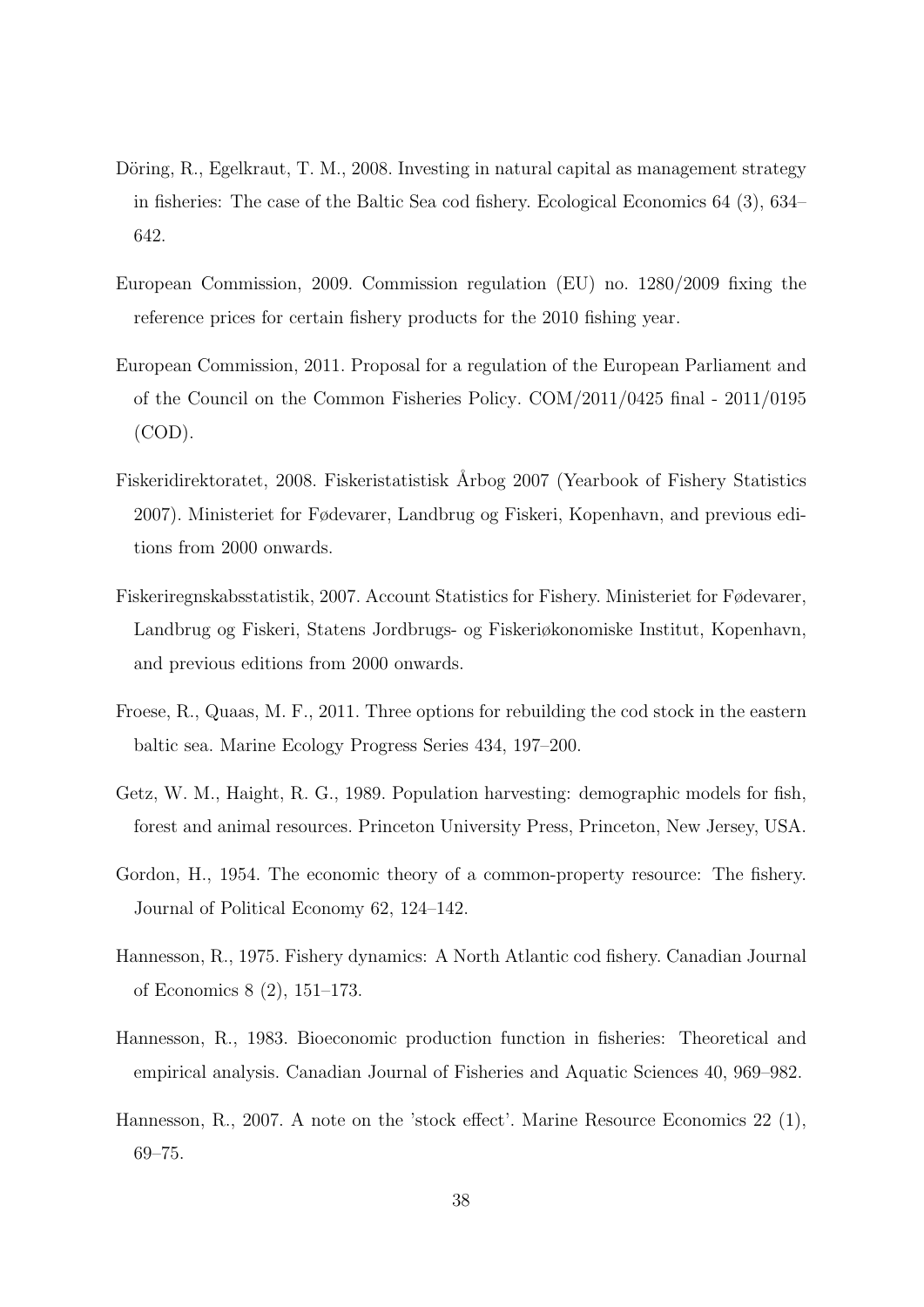Döring, R., Egelkraut, T. M., 2008. Investing in natural capital as management strategy in fisheries: The case of the Baltic Sea cod fishery. Ecological Economics 64 (3), 634–642.

European Commission, 2009. Commission regulation (EU) no. 1280/2009 fixing the reference prices for certain fishery products for the 2010 fishing year.

European Commission, 2011. Proposal for a regulation of the European Parliament and of the Council on the Common Fisheries Policy. COM/2011/0425 final - 2011/0195 (COD).

Fiskeridirektoratet, 2008. Fiskeristatistisk Årbog 2007 (Yearbook of Fishery Statistics 2007). Ministeriet for Fødevarer, Landbrug og Fiskeri, Kopenhavn, and previous editions from 2000 onwards.

Fiskeriregnskabsstatistik, 2007. Account Statistics for Fishery. Ministeriet for Fødevarer, Landbrug og Fiskeri, Statens Jordbrugs- og Fiskeriøkonomiske Institut, Kopenhavn, and previous editions from 2000 onwards.

Froese, R., Quaas, M. F., 2011. Three options for rebuilding the cod stock in the eastern baltic sea. Marine Ecology Progress Series 434, 197–200.

Getz, W. M., Haight, R. G., 1989. Population harvesting: demographic models for fish, forest and animal resources. Princeton University Press, Princeton, New Jersey, USA.

Gordon, H., 1954. The economic theory of a common-property resource: The fishery. Journal of Political Economy 62, 124–142.

Hannesson, R., 1975. Fishery dynamics: A North Atlantic cod fishery. Canadian Journal of Economics 8 (2), 151–173.

Hannesson, R., 1983. Bioeconomic production function in fisheries: Theoretical and empirical analysis. Canadian Journal of Fisheries and Aquatic Sciences 40, 969–982.

Hannesson, R., 2007. A note on the 'stock effect'. Marine Resource Economics 22 (1), 69–75.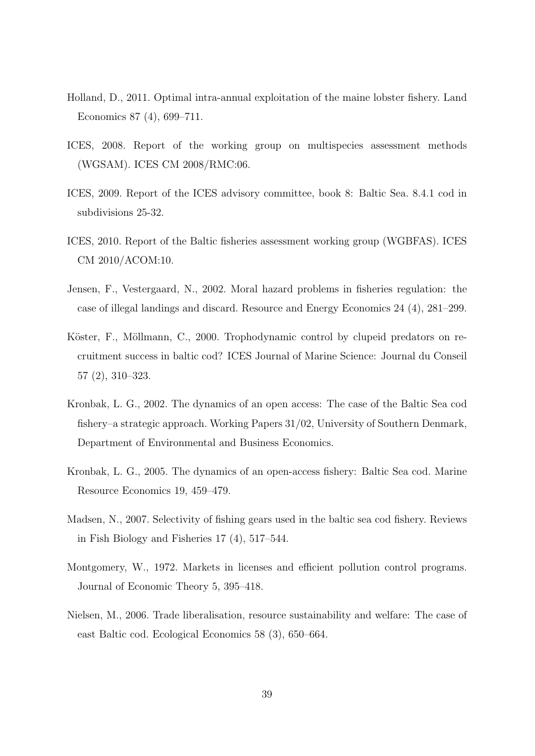Holland, D., 2011. Optimal intra-annual exploitation of the maine lobster fishery. Land Economics 87 (4), 699–711.

ICES, 2008. Report of the working group on multispecies assessment methods (WGSAM). ICES CM 2008/RMC:06.

ICES, 2009. Report of the ICES advisory committee, book 8: Baltic Sea. 8.4.1 cod in subdivisions 25-32.

ICES, 2010. Report of the Baltic fisheries assessment working group (WGBFAS). ICES CM 2010/ACOM:10.

Jensen, F., Vestergaard, N., 2002. Moral hazard problems in fisheries regulation: the case of illegal landings and discard. Resource and Energy Economics 24 (4), 281–299.

Köster, F., Möllmann, C., 2000. Trophodynamic control by clupeid predators on recruitment success in baltic cod? ICES Journal of Marine Science: Journal du Conseil 57 (2), 310–323.

Kronbak, L. G., 2002. The dynamics of an open access: The case of the Baltic Sea cod fishery–a strategic approach. Working Papers 31/02, University of Southern Denmark, Department of Environmental and Business Economics.

Kronbak, L. G., 2005. The dynamics of an open-access fishery: Baltic Sea cod. Marine Resource Economics 19, 459–479.

Madsen, N., 2007. Selectivity of fishing gears used in the baltic sea cod fishery. Reviews in Fish Biology and Fisheries 17 (4), 517–544.

Montgomery, W., 1972. Markets in licenses and efficient pollution control programs. Journal of Economic Theory 5, 395–418.

Nielsen, M., 2006. Trade liberalisation, resource sustainability and welfare: The case of east Baltic cod. Ecological Economics 58 (3), 650–664.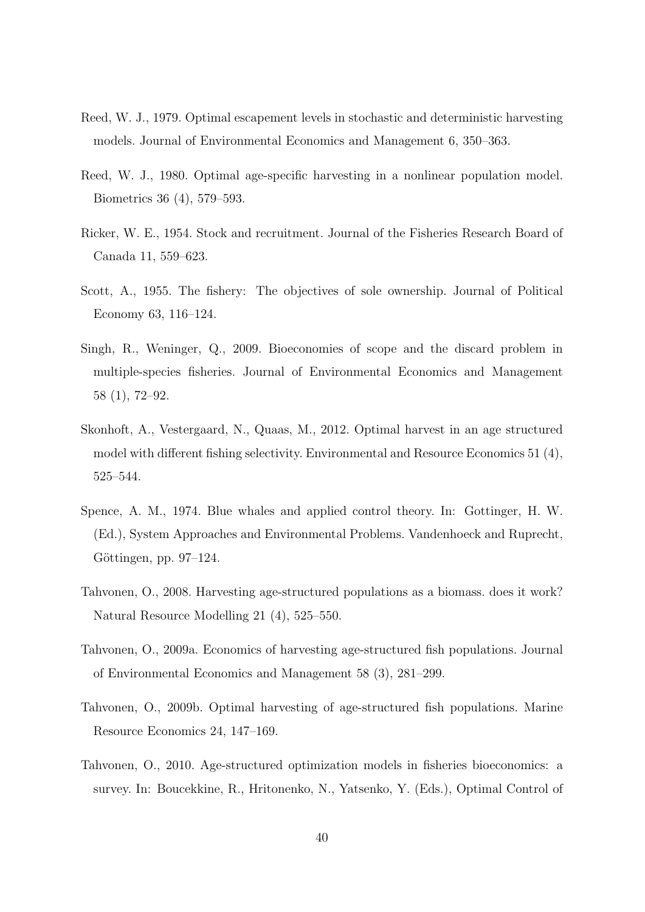Reed, W. J., 1979. Optimal escapement levels in stochastic and deterministic harvesting models. Journal of Environmental Economics and Management 6, 350–363.

Reed, W. J., 1980. Optimal age-specific harvesting in a nonlinear population model. Biometrics 36 (4), 579–593.

Ricker, W. E., 1954. Stock and recruitment. Journal of the Fisheries Research Board of Canada 11, 559–623.

Scott, A., 1955. The fishery: The objectives of sole ownership. Journal of Political Economy 63, 116–124.

Singh, R., Weninger, Q., 2009. Bioeconomies of scope and the discard problem in multiple-species fisheries. Journal of Environmental Economics and Management 58 (1), 72–92.

Skonhoft, A., Vestergaard, N., Quaas, M., 2012. Optimal harvest in an age structured model with different fishing selectivity. Environmental and Resource Economics 51 (4), 525–544.

Spence, A. M., 1974. Blue whales and applied control theory. In: Gottinger, H. W. (Ed.), System Approaches and Environmental Problems. Vandenhoeck and Ruprecht, Göttingen, pp. 97–124.

Tahvonen, O., 2008. Harvesting age-structured populations as a biomass. does it work? Natural Resource Modelling 21 (4), 525–550.

Tahvonen, O., 2009a. Economics of harvesting age-structured fish populations. Journal of Environmental Economics and Management 58 (3), 281–299.

Tahvonen, O., 2009b. Optimal harvesting of age-structured fish populations. Marine Resource Economics 24, 147–169.

Tahvonen, O., 2010. Age-structured optimization models in fisheries bioeconomics: a survey. In: Boucekkine, R., Hritonenko, N., Yatsenko, Y. (Eds.), Optimal Control of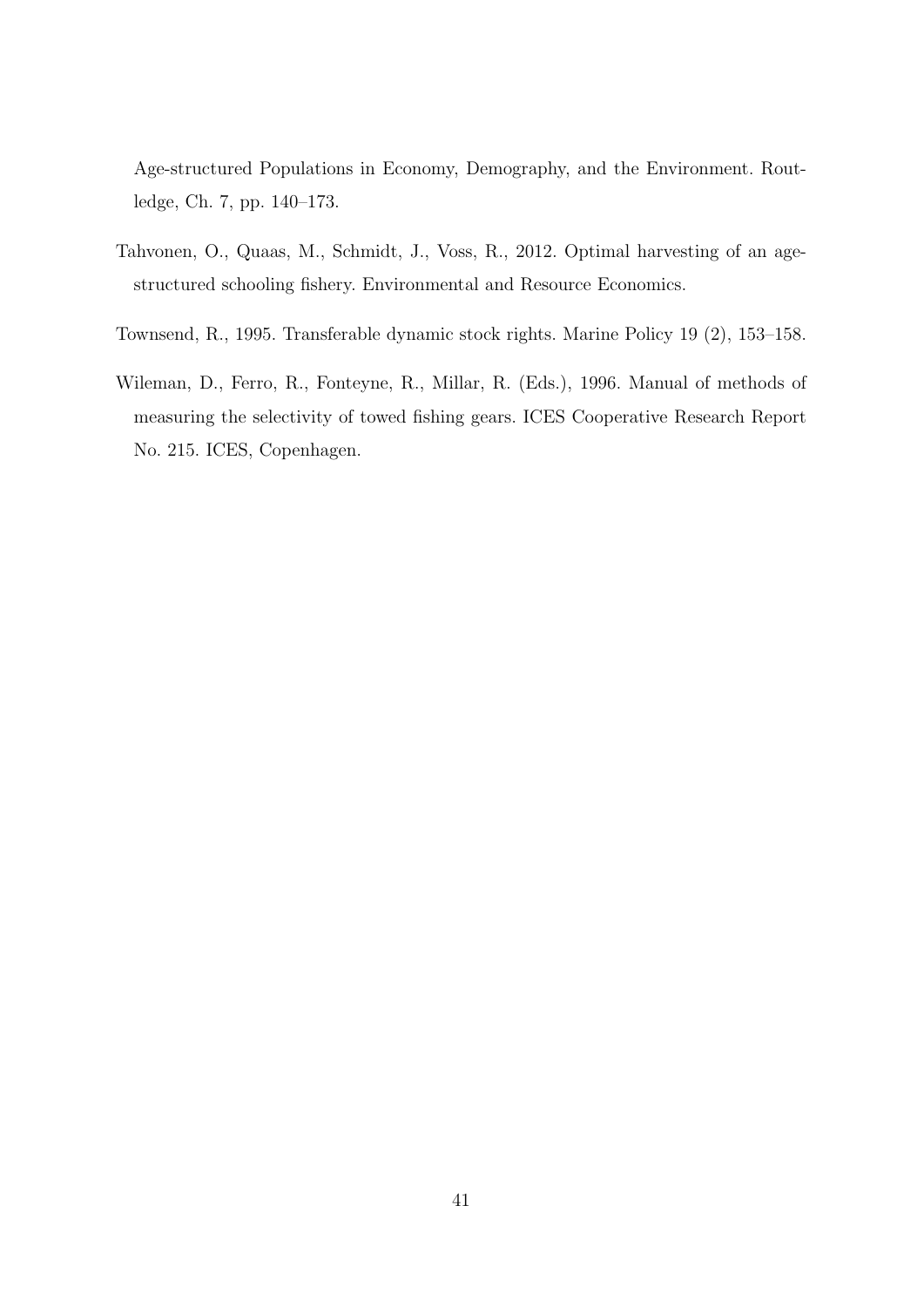Age-structured Populations in Economy, Demography, and the Environment. Routledge, Ch. 7, pp. 140–173.

Tahvonen, O., Quaas, M., Schmidt, J., Voss, R., 2012. Optimal harvesting of an age-structured schooling fishery. Environmental and Resource Economics.

Townsend, R., 1995. Transferable dynamic stock rights. Marine Policy 19 (2), 153–158.

Wileman, D., Ferro, R., Fonteyne, R., Millar, R. (Eds.), 1996. Manual of methods of measuring the selectivity of towed fishing gears. ICES Cooperative Research Report No. 215. ICES, Copenhagen.